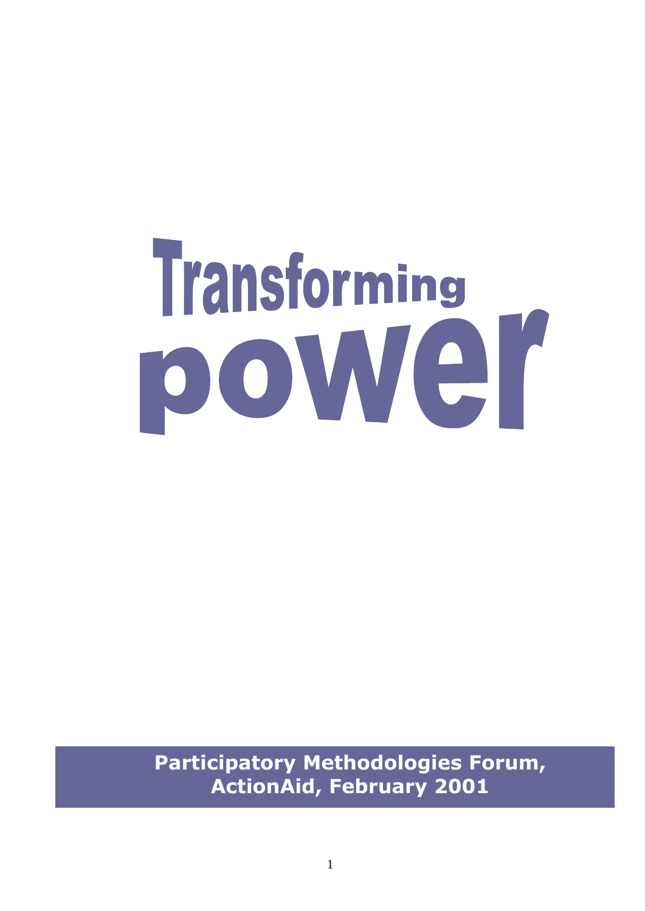# Transforming power

**Participatory Methodologies Forum, ActionAid, February 2001**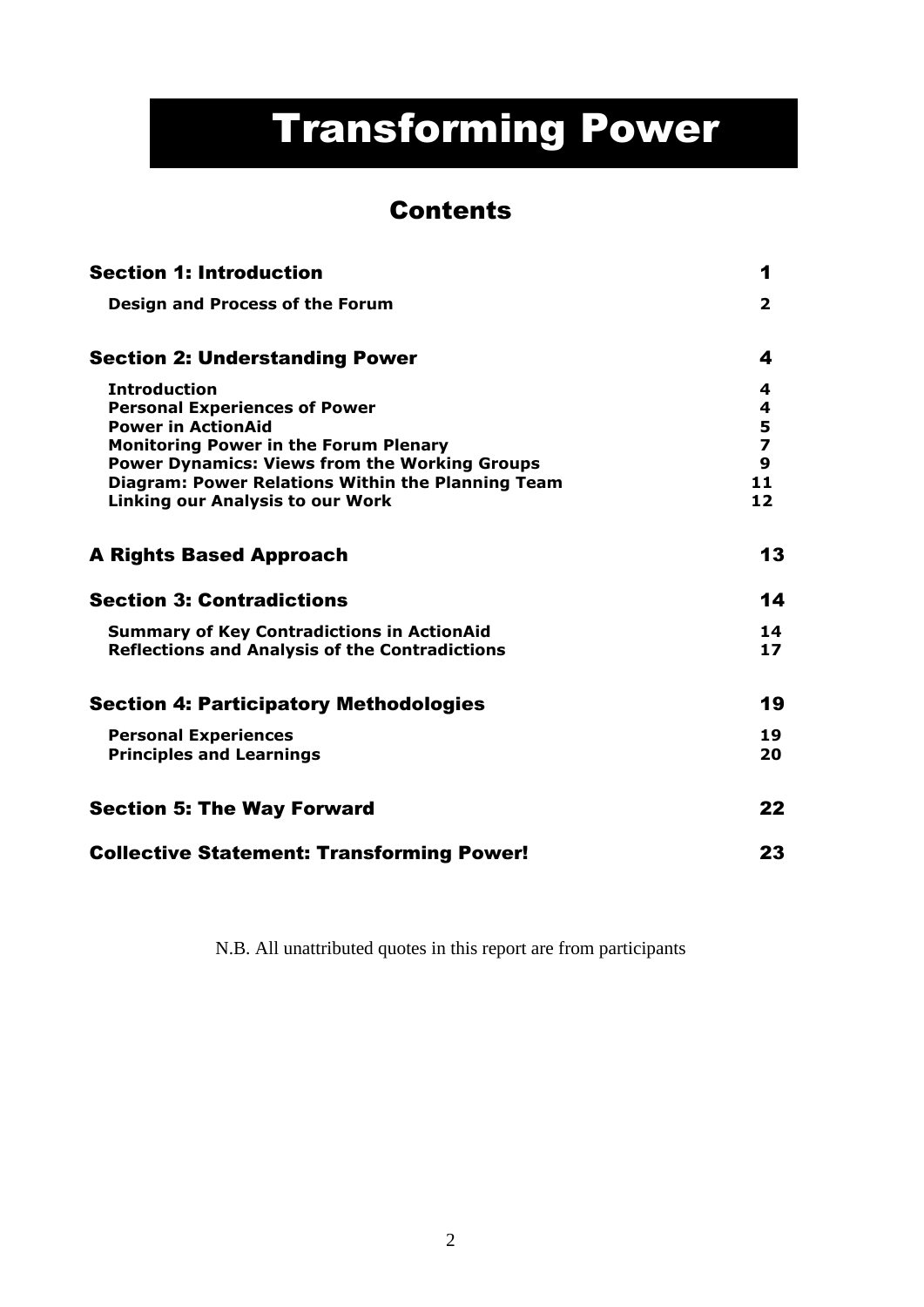# Transforming Power

## Contents

| | |
|---|---|
| **Section 1: Introduction** | **1** |
| **Design and Process of the Forum** | **2** |
| **Section 2: Understanding Power** | **4** |
| **Introduction** | **4** |
| **Personal Experiences of Power** | **4** |
| **Power in ActionAid** | **5** |
| **Monitoring Power in the Forum Plenary** | **7** |
| **Power Dynamics: Views from the Working Groups** | **9** |
| **Diagram: Power Relations Within the Planning Team** | **11** |
| **Linking our Analysis to our Work** | **12** |
| **A Rights Based Approach** | **13** |
| **Section 3: Contradictions** | **14** |
| **Summary of Key Contradictions in ActionAid** | **14** |
| **Reflections and Analysis of the Contradictions** | **17** |
| **Section 4: Participatory Methodologies** | **19** |
| **Personal Experiences** | **19** |
| **Principles and Learnings** | **20** |
| **Section 5: The Way Forward** | **22** |
| **Collective Statement: Transforming Power!** | **23** |

N.B. All unattributed quotes in this report are from participants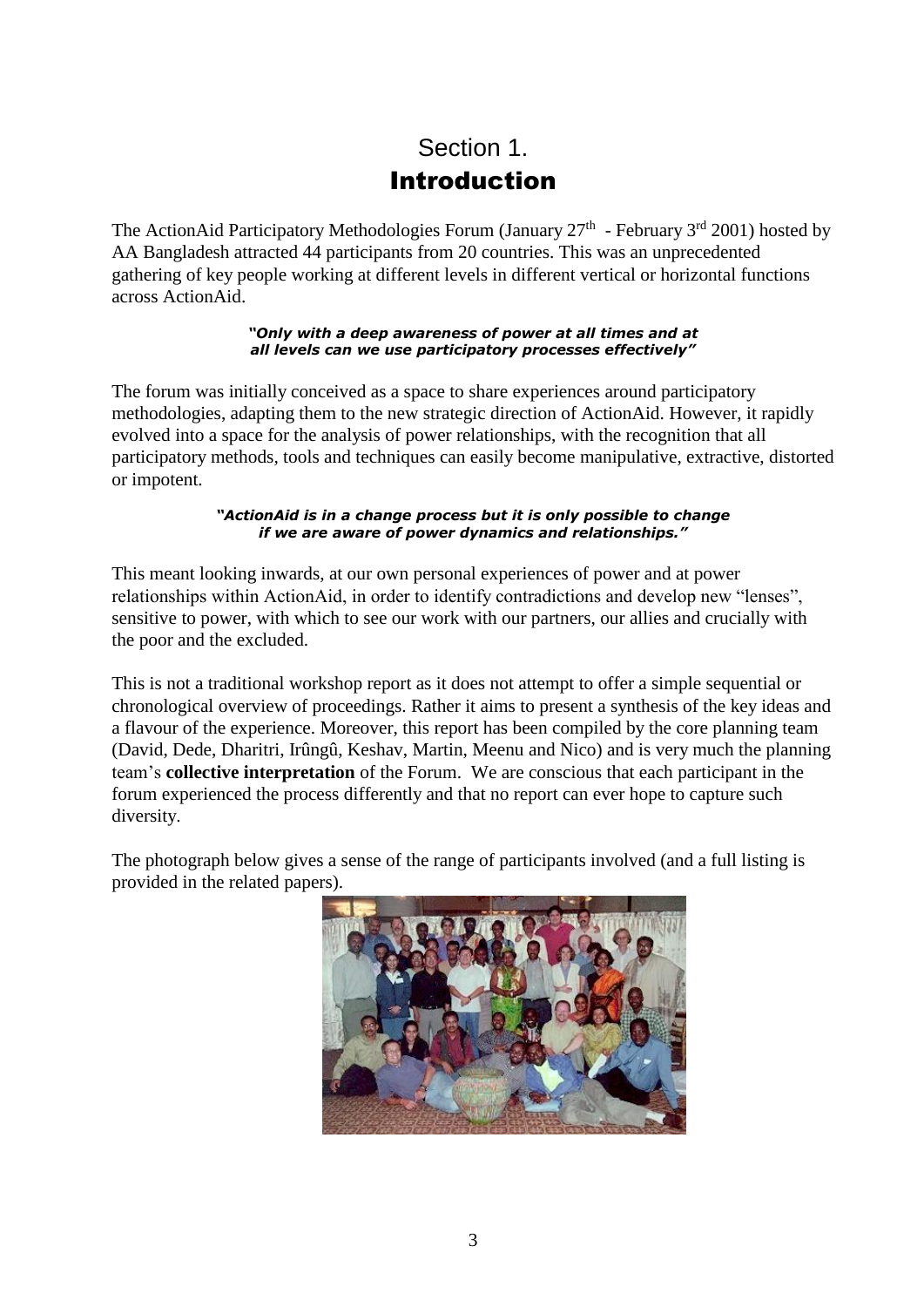# Section 1.
# Introduction

The ActionAid Participatory Methodologies Forum (January 27th - February 3rd 2001) hosted by AA Bangladesh attracted 44 participants from 20 countries. This was an unprecedented gathering of key people working at different levels in different vertical or horizontal functions across ActionAid.

***"Only with a deep awareness of power at all times and at all levels can we use participatory processes effectively"***

The forum was initially conceived as a space to share experiences around participatory methodologies, adapting them to the new strategic direction of ActionAid. However, it rapidly evolved into a space for the analysis of power relationships, with the recognition that all participatory methods, tools and techniques can easily become manipulative, extractive, distorted or impotent.

***"ActionAid is in a change process but it is only possible to change if we are aware of power dynamics and relationships."***

This meant looking inwards, at our own personal experiences of power and at power relationships within ActionAid, in order to identify contradictions and develop new "lenses", sensitive to power, with which to see our work with our partners, our allies and crucially with the poor and the excluded.

This is not a traditional workshop report as it does not attempt to offer a simple sequential or chronological overview of proceedings. Rather it aims to present a synthesis of the key ideas and a flavour of the experience. Moreover, this report has been compiled by the core planning team (David, Dede, Dharitri, Irûngû, Keshav, Martin, Meenu and Nico) and is very much the planning team's **collective interpretation** of the Forum. We are conscious that each participant in the forum experienced the process differently and that no report can ever hope to capture such diversity.

The photograph below gives a sense of the range of participants involved (and a full listing is provided in the related papers).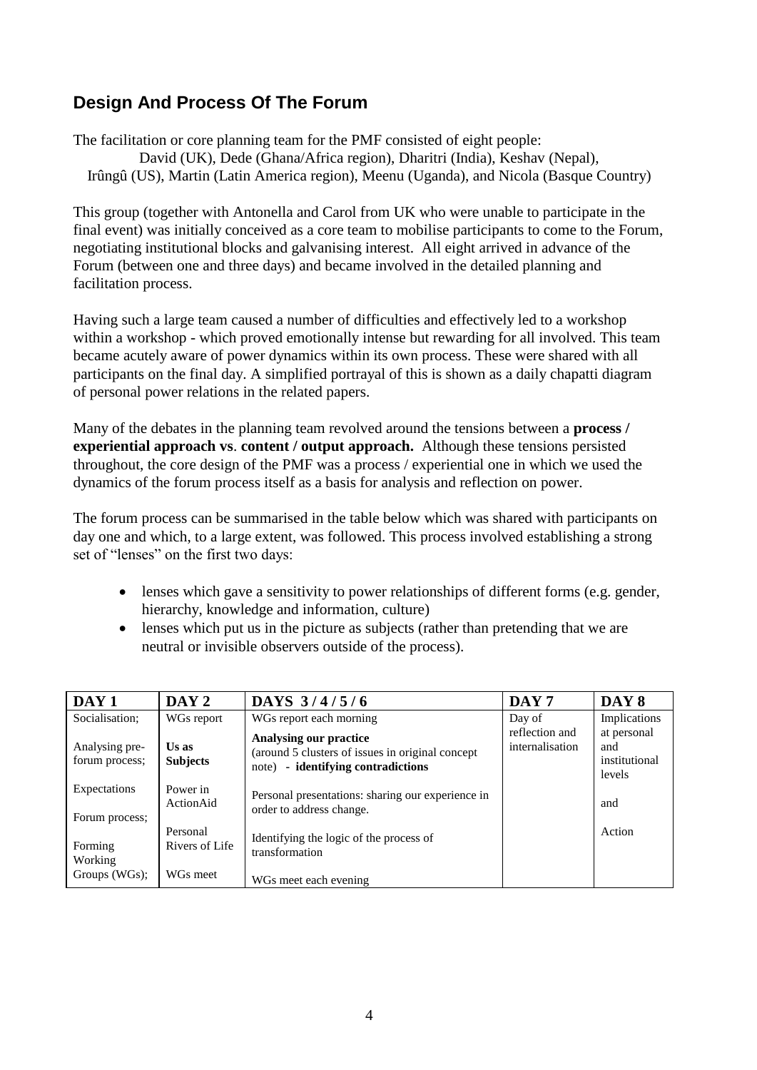## Design And Process Of The Forum

The facilitation or core planning team for the PMF consisted of eight people:

David (UK), Dede (Ghana/Africa region), Dharitri (India), Keshav (Nepal), Irûngû (US), Martin (Latin America region), Meenu (Uganda), and Nicola (Basque Country)

This group (together with Antonella and Carol from UK who were unable to participate in the final event) was initially conceived as a core team to mobilise participants to come to the Forum, negotiating institutional blocks and galvanising interest. All eight arrived in advance of the Forum (between one and three days) and became involved in the detailed planning and facilitation process.

Having such a large team caused a number of difficulties and effectively led to a workshop within a workshop - which proved emotionally intense but rewarding for all involved. This team became acutely aware of power dynamics within its own process. These were shared with all participants on the final day. A simplified portrayal of this is shown as a daily chapatti diagram of personal power relations in the related papers.

Many of the debates in the planning team revolved around the tensions between a **process / experiential approach vs**. **content / output approach.** Although these tensions persisted throughout, the core design of the PMF was a process / experiential one in which we used the dynamics of the forum process itself as a basis for analysis and reflection on power.

The forum process can be summarised in the table below which was shared with participants on day one and which, to a large extent, was followed. This process involved establishing a strong set of "lenses" on the first two days:

- lenses which gave a sensitivity to power relationships of different forms (e.g. gender, hierarchy, knowledge and information, culture)
- lenses which put us in the picture as subjects (rather than pretending that we are neutral or invisible observers outside of the process).

| DAY 1 | DAY 2 | DAYS 3 / 4 / 5 / 6 | DAY 7 | DAY 8 |
|---|---|---|---|---|
| Socialisation;<br><br>Analysing pre-forum process;<br><br>Expectations<br><br>Forum process;<br><br>Forming Working Groups (WGs); | WGs report<br><br>**Us as Subjects**<br><br>Power in ActionAid<br><br>Personal Rivers of Life<br><br>WGs meet | WGs report each morning<br><br>**Analysing our practice**<br>(around 5 clusters of issues in original concept note) - **identifying contradictions**<br><br>Personal presentations: sharing our experience in order to address change.<br><br>Identifying the logic of the process of transformation<br><br>WGs meet each evening | Day of reflection and internalisation | Implications at personal and institutional levels<br><br>and<br><br>Action |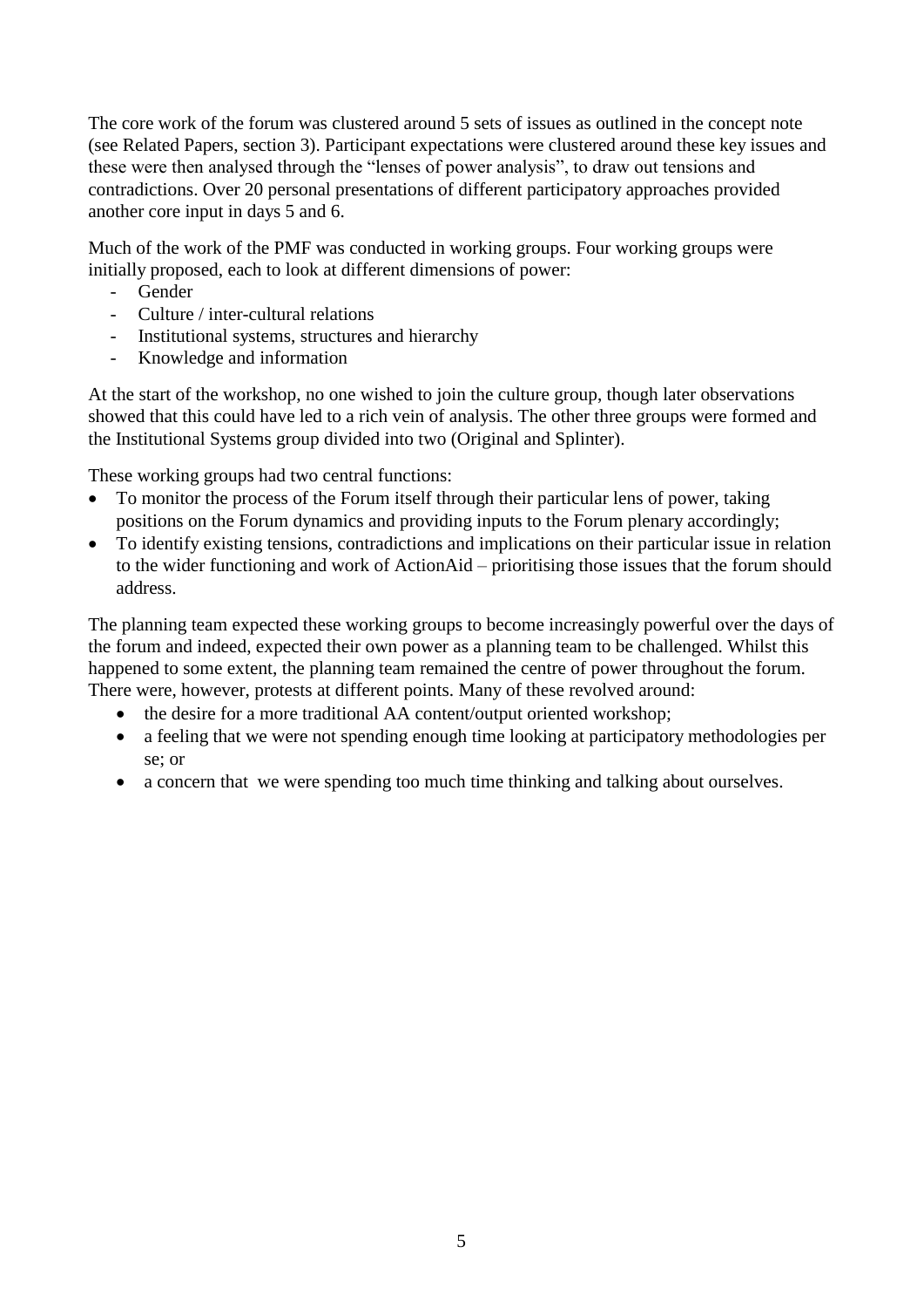The core work of the forum was clustered around 5 sets of issues as outlined in the concept note (see Related Papers, section 3). Participant expectations were clustered around these key issues and these were then analysed through the "lenses of power analysis", to draw out tensions and contradictions. Over 20 personal presentations of different participatory approaches provided another core input in days 5 and 6.

Much of the work of the PMF was conducted in working groups. Four working groups were initially proposed, each to look at different dimensions of power:

- Gender
- Culture / inter-cultural relations
- Institutional systems, structures and hierarchy
- Knowledge and information

At the start of the workshop, no one wished to join the culture group, though later observations showed that this could have led to a rich vein of analysis. The other three groups were formed and the Institutional Systems group divided into two (Original and Splinter).

These working groups had two central functions:

- To monitor the process of the Forum itself through their particular lens of power, taking positions on the Forum dynamics and providing inputs to the Forum plenary accordingly;
- To identify existing tensions, contradictions and implications on their particular issue in relation to the wider functioning and work of ActionAid – prioritising those issues that the forum should address.

The planning team expected these working groups to become increasingly powerful over the days of the forum and indeed, expected their own power as a planning team to be challenged. Whilst this happened to some extent, the planning team remained the centre of power throughout the forum. There were, however, protests at different points. Many of these revolved around:

- the desire for a more traditional AA content/output oriented workshop;
- a feeling that we were not spending enough time looking at participatory methodologies per se; or
- a concern that we were spending too much time thinking and talking about ourselves.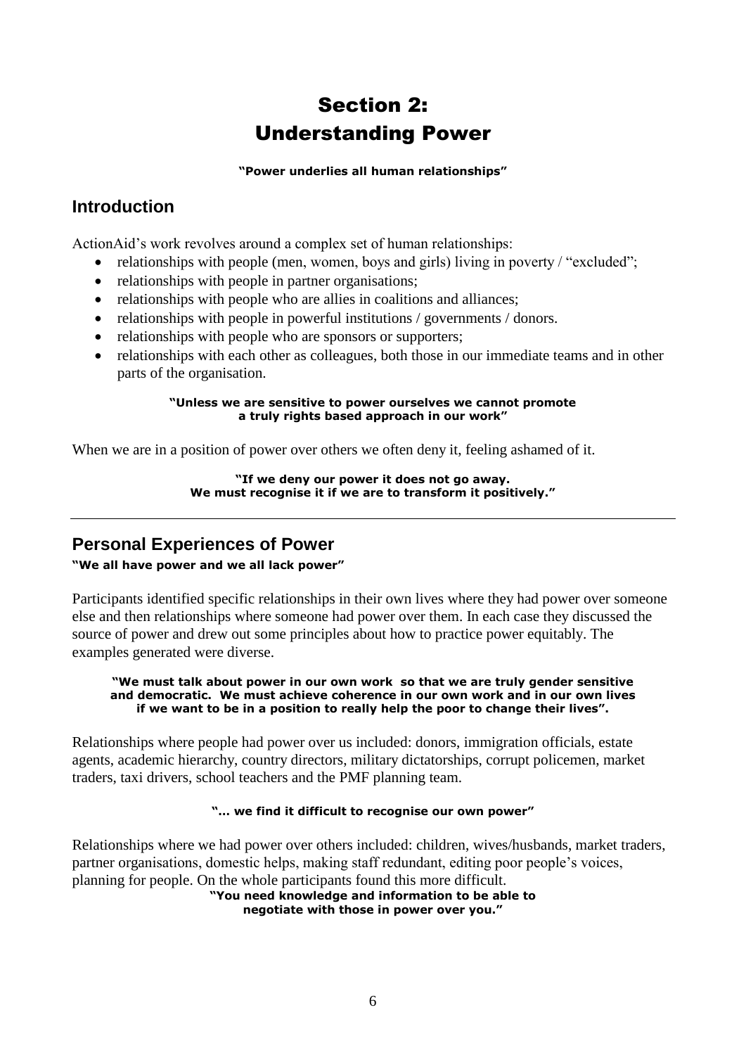# Section 2: Understanding Power

**"Power underlies all human relationships"**

## Introduction

ActionAid's work revolves around a complex set of human relationships:

- relationships with people (men, women, boys and girls) living in poverty / "excluded";
- relationships with people in partner organisations;
- relationships with people who are allies in coalitions and alliances;
- relationships with people in powerful institutions / governments / donors.
- relationships with people who are sponsors or supporters;
- relationships with each other as colleagues, both those in our immediate teams and in other parts of the organisation.

**"Unless we are sensitive to power ourselves we cannot promote a truly rights based approach in our work"**

When we are in a position of power over others we often deny it, feeling ashamed of it.

**"If we deny our power it does not go away. We must recognise it if we are to transform it positively."**

---

## Personal Experiences of Power

**"We all have power and we all lack power"**

Participants identified specific relationships in their own lives where they had power over someone else and then relationships where someone had power over them. In each case they discussed the source of power and drew out some principles about how to practice power equitably. The examples generated were diverse.

**"We must talk about power in our own work so that we are truly gender sensitive and democratic. We must achieve coherence in our own work and in our own lives if we want to be in a position to really help the poor to change their lives".**

Relationships where people had power over us included: donors, immigration officials, estate agents, academic hierarchy, country directors, military dictatorships, corrupt policemen, market traders, taxi drivers, school teachers and the PMF planning team.

**"… we find it difficult to recognise our own power"**

Relationships where we had power over others included: children, wives/husbands, market traders, partner organisations, domestic helps, making staff redundant, editing poor people's voices, planning for people. On the whole participants found this more difficult.

**"You need knowledge and information to be able to negotiate with those in power over you."**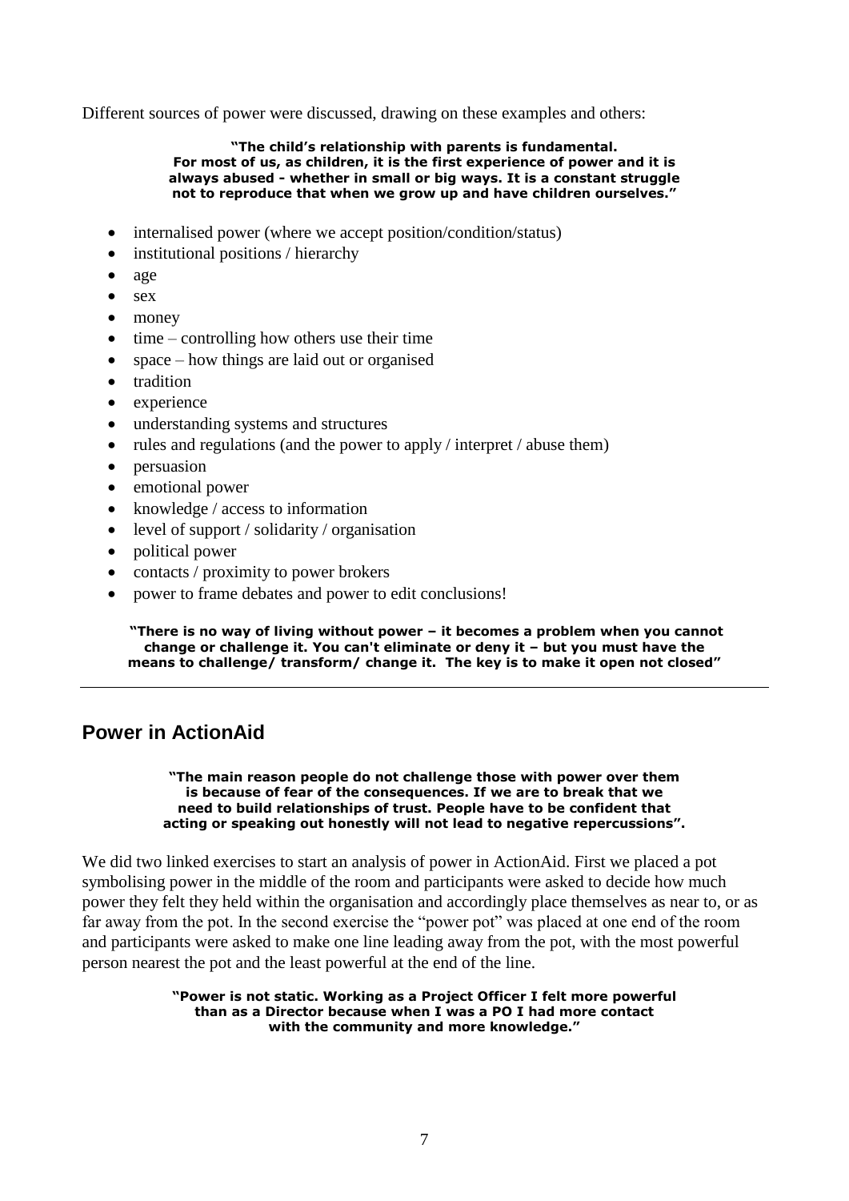Different sources of power were discussed, drawing on these examples and others:

> **"The child's relationship with parents is fundamental. For most of us, as children, it is the first experience of power and it is always abused - whether in small or big ways. It is a constant struggle not to reproduce that when we grow up and have children ourselves."**

- internalised power (where we accept position/condition/status)
- institutional positions / hierarchy
- age
- sex
- money
- time – controlling how others use their time
- space – how things are laid out or organised
- tradition
- experience
- understanding systems and structures
- rules and regulations (and the power to apply / interpret / abuse them)
- persuasion
- emotional power
- knowledge / access to information
- level of support / solidarity / organisation
- political power
- contacts / proximity to power brokers
- power to frame debates and power to edit conclusions!

> **"There is no way of living without power – it becomes a problem when you cannot change or challenge it. You can't eliminate or deny it – but you must have the means to challenge/ transform/ change it. The key is to make it open not closed"**

---

## Power in ActionAid

> **"The main reason people do not challenge those with power over them is because of fear of the consequences. If we are to break that we need to build relationships of trust. People have to be confident that acting or speaking out honestly will not lead to negative repercussions".**

We did two linked exercises to start an analysis of power in ActionAid. First we placed a pot symbolising power in the middle of the room and participants were asked to decide how much power they felt they held within the organisation and accordingly place themselves as near to, or as far away from the pot. In the second exercise the "power pot" was placed at one end of the room and participants were asked to make one line leading away from the pot, with the most powerful person nearest the pot and the least powerful at the end of the line.

> **"Power is not static. Working as a Project Officer I felt more powerful than as a Director because when I was a PO I had more contact with the community and more knowledge."**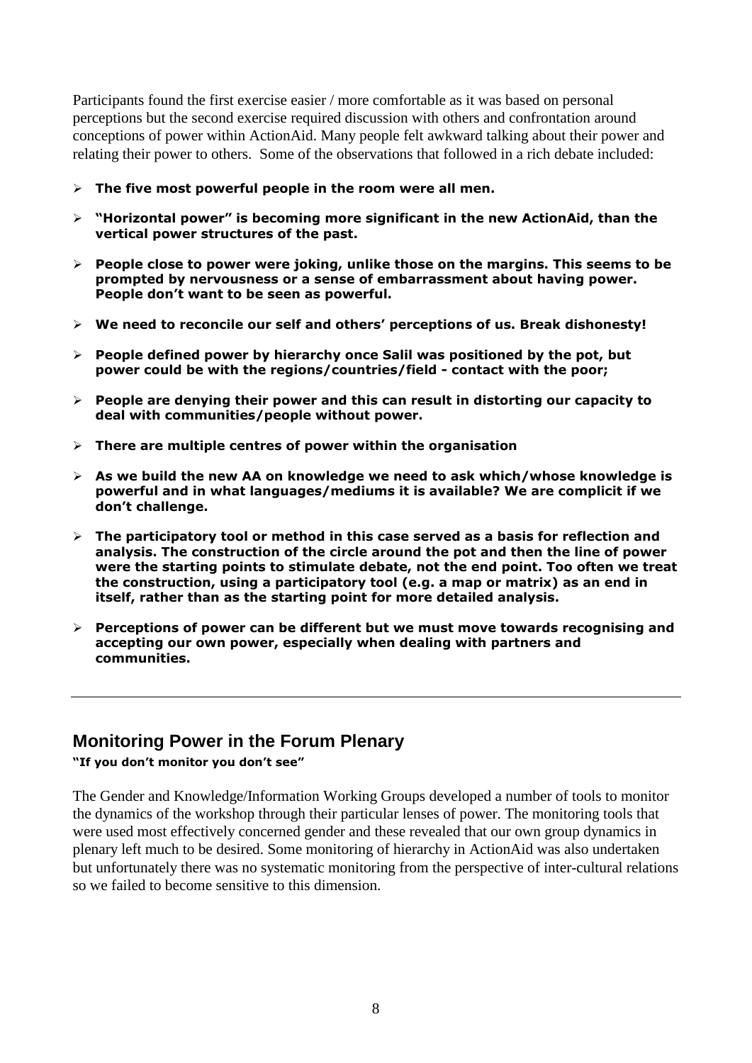Participants found the first exercise easier / more comfortable as it was based on personal perceptions but the second exercise required discussion with others and confrontation around conceptions of power within ActionAid. Many people felt awkward talking about their power and relating their power to others. Some of the observations that followed in a rich debate included:

- **The five most powerful people in the room were all men.**
- **"Horizontal power" is becoming more significant in the new ActionAid, than the vertical power structures of the past.**
- **People close to power were joking, unlike those on the margins. This seems to be prompted by nervousness or a sense of embarrassment about having power. People don't want to be seen as powerful.**
- **We need to reconcile our self and others' perceptions of us. Break dishonesty!**
- **People defined power by hierarchy once Salil was positioned by the pot, but power could be with the regions/countries/field - contact with the poor;**
- **People are denying their power and this can result in distorting our capacity to deal with communities/people without power.**
- **There are multiple centres of power within the organisation**
- **As we build the new AA on knowledge we need to ask which/whose knowledge is powerful and in what languages/mediums it is available? We are complicit if we don't challenge.**
- **The participatory tool or method in this case served as a basis for reflection and analysis. The construction of the circle around the pot and then the line of power were the starting points to stimulate debate, not the end point. Too often we treat the construction, using a participatory tool (e.g. a map or matrix) as an end in itself, rather than as the starting point for more detailed analysis.**
- **Perceptions of power can be different but we must move towards recognising and accepting our own power, especially when dealing with partners and communities.**

---

## Monitoring Power in the Forum Plenary

**"If you don't monitor you don't see"**

The Gender and Knowledge/Information Working Groups developed a number of tools to monitor the dynamics of the workshop through their particular lenses of power. The monitoring tools that were used most effectively concerned gender and these revealed that our own group dynamics in plenary left much to be desired. Some monitoring of hierarchy in ActionAid was also undertaken but unfortunately there was no systematic monitoring from the perspective of inter-cultural relations so we failed to become sensitive to this dimension.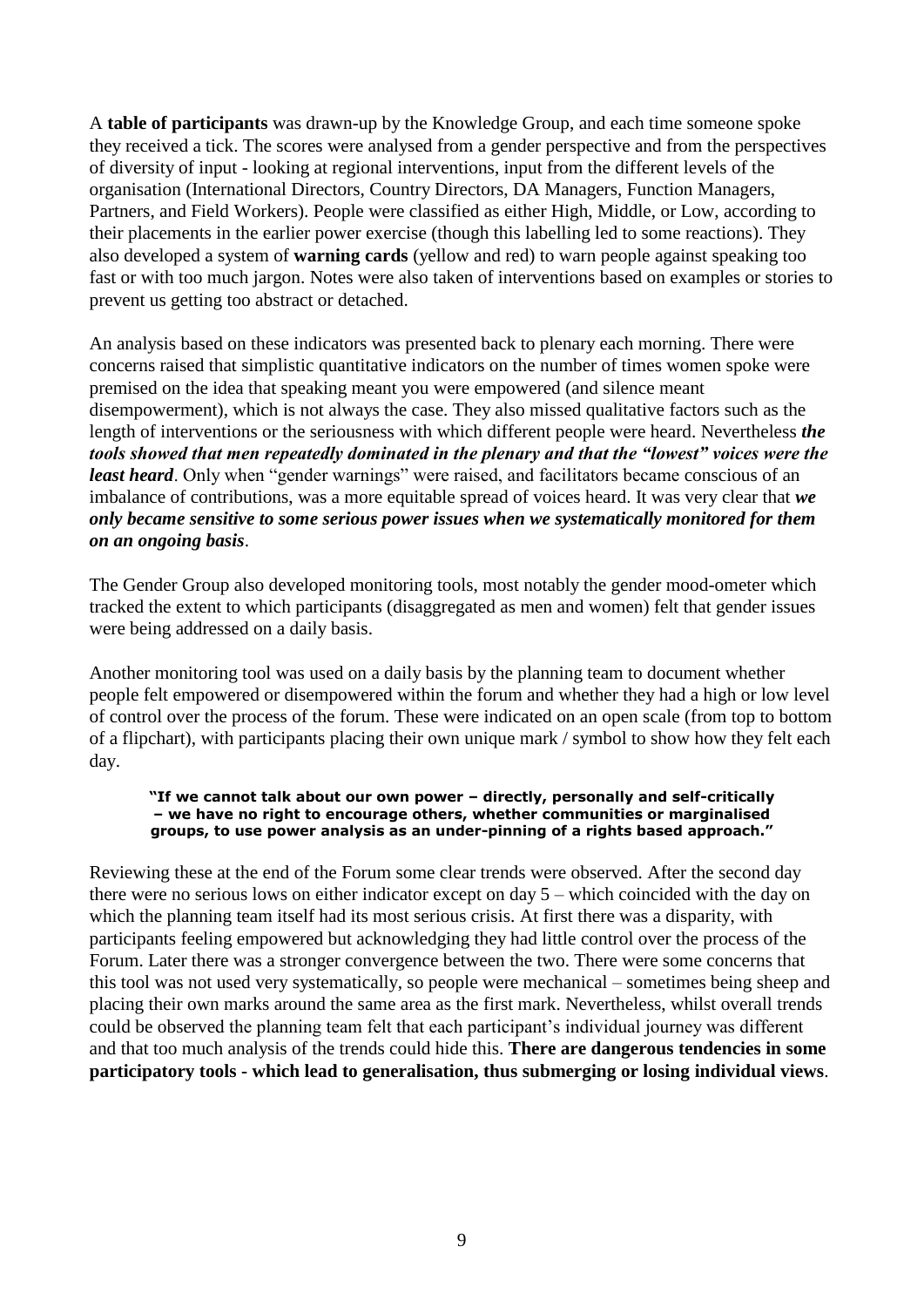A **table of participants** was drawn-up by the Knowledge Group, and each time someone spoke they received a tick. The scores were analysed from a gender perspective and from the perspectives of diversity of input - looking at regional interventions, input from the different levels of the organisation (International Directors, Country Directors, DA Managers, Function Managers, Partners, and Field Workers). People were classified as either High, Middle, or Low, according to their placements in the earlier power exercise (though this labelling led to some reactions). They also developed a system of **warning cards** (yellow and red) to warn people against speaking too fast or with too much jargon. Notes were also taken of interventions based on examples or stories to prevent us getting too abstract or detached.

An analysis based on these indicators was presented back to plenary each morning. There were concerns raised that simplistic quantitative indicators on the number of times women spoke were premised on the idea that speaking meant you were empowered (and silence meant disempowerment), which is not always the case. They also missed qualitative factors such as the length of interventions or the seriousness with which different people were heard. Nevertheless ***the tools showed that men repeatedly dominated in the plenary and that the "lowest" voices were the least heard***. Only when "gender warnings" were raised, and facilitators became conscious of an imbalance of contributions, was a more equitable spread of voices heard. It was very clear that ***we only became sensitive to some serious power issues when we systematically monitored for them on an ongoing basis***.

The Gender Group also developed monitoring tools, most notably the gender mood-ometer which tracked the extent to which participants (disaggregated as men and women) felt that gender issues were being addressed on a daily basis.

Another monitoring tool was used on a daily basis by the planning team to document whether people felt empowered or disempowered within the forum and whether they had a high or low level of control over the process of the forum. These were indicated on an open scale (from top to bottom of a flipchart), with participants placing their own unique mark / symbol to show how they felt each day.

> **"If we cannot talk about our own power – directly, personally and self-critically – we have no right to encourage others, whether communities or marginalised groups, to use power analysis as an under-pinning of a rights based approach."**

Reviewing these at the end of the Forum some clear trends were observed. After the second day there were no serious lows on either indicator except on day 5 – which coincided with the day on which the planning team itself had its most serious crisis. At first there was a disparity, with participants feeling empowered but acknowledging they had little control over the process of the Forum. Later there was a stronger convergence between the two. There were some concerns that this tool was not used very systematically, so people were mechanical – sometimes being sheep and placing their own marks around the same area as the first mark. Nevertheless, whilst overall trends could be observed the planning team felt that each participant's individual journey was different and that too much analysis of the trends could hide this. **There are dangerous tendencies in some participatory tools - which lead to generalisation, thus submerging or losing individual views**.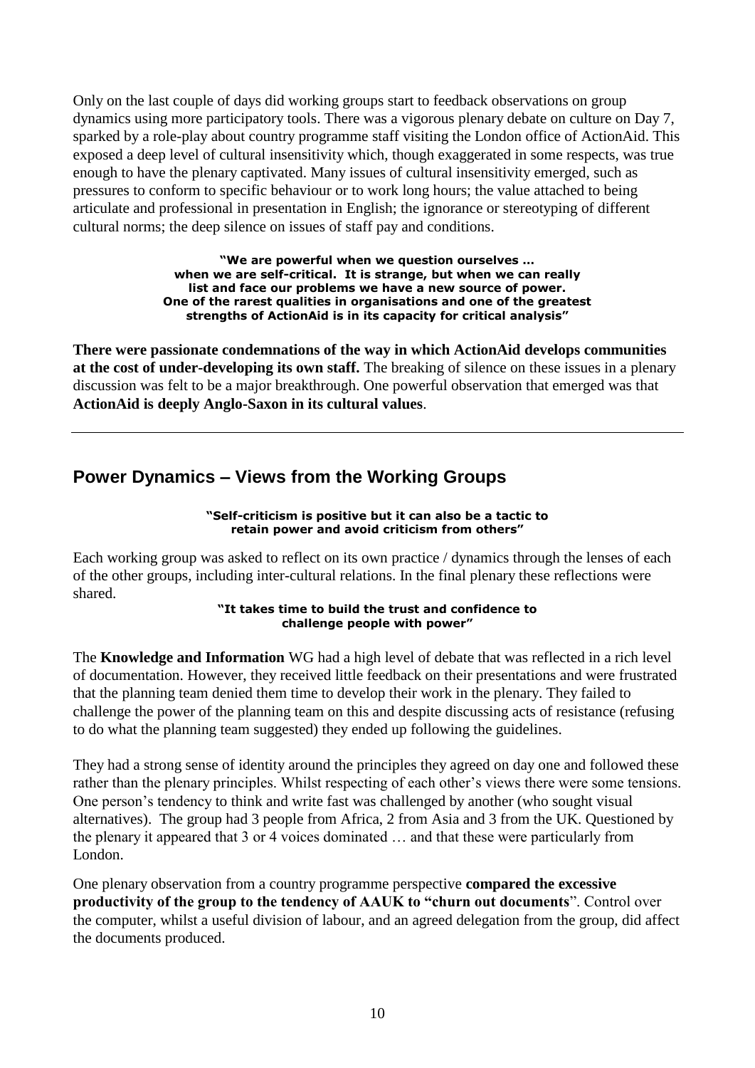Only on the last couple of days did working groups start to feedback observations on group dynamics using more participatory tools. There was a vigorous plenary debate on culture on Day 7, sparked by a role-play about country programme staff visiting the London office of ActionAid. This exposed a deep level of cultural insensitivity which, though exaggerated in some respects, was true enough to have the plenary captivated. Many issues of cultural insensitivity emerged, such as pressures to conform to specific behaviour or to work long hours; the value attached to being articulate and professional in presentation in English; the ignorance or stereotyping of different cultural norms; the deep silence on issues of staff pay and conditions.

> **"We are powerful when we question ourselves … when we are self-critical. It is strange, but when we can really list and face our problems we have a new source of power. One of the rarest qualities in organisations and one of the greatest strengths of ActionAid is in its capacity for critical analysis"**

**There were passionate condemnations of the way in which ActionAid develops communities at the cost of under-developing its own staff.** The breaking of silence on these issues in a plenary discussion was felt to be a major breakthrough. One powerful observation that emerged was that **ActionAid is deeply Anglo-Saxon in its cultural values**.

---

## Power Dynamics – Views from the Working Groups

> **"Self-criticism is positive but it can also be a tactic to retain power and avoid criticism from others"**

Each working group was asked to reflect on its own practice / dynamics through the lenses of each of the other groups, including inter-cultural relations. In the final plenary these reflections were shared.

> **"It takes time to build the trust and confidence to challenge people with power"**

The **Knowledge and Information** WG had a high level of debate that was reflected in a rich level of documentation. However, they received little feedback on their presentations and were frustrated that the planning team denied them time to develop their work in the plenary. They failed to challenge the power of the planning team on this and despite discussing acts of resistance (refusing to do what the planning team suggested) they ended up following the guidelines.

They had a strong sense of identity around the principles they agreed on day one and followed these rather than the plenary principles. Whilst respecting of each other's views there were some tensions. One person's tendency to think and write fast was challenged by another (who sought visual alternatives). The group had 3 people from Africa, 2 from Asia and 3 from the UK. Questioned by the plenary it appeared that 3 or 4 voices dominated … and that these were particularly from London.

One plenary observation from a country programme perspective **compared the excessive productivity of the group to the tendency of AAUK to "churn out documents**". Control over the computer, whilst a useful division of labour, and an agreed delegation from the group, did affect the documents produced.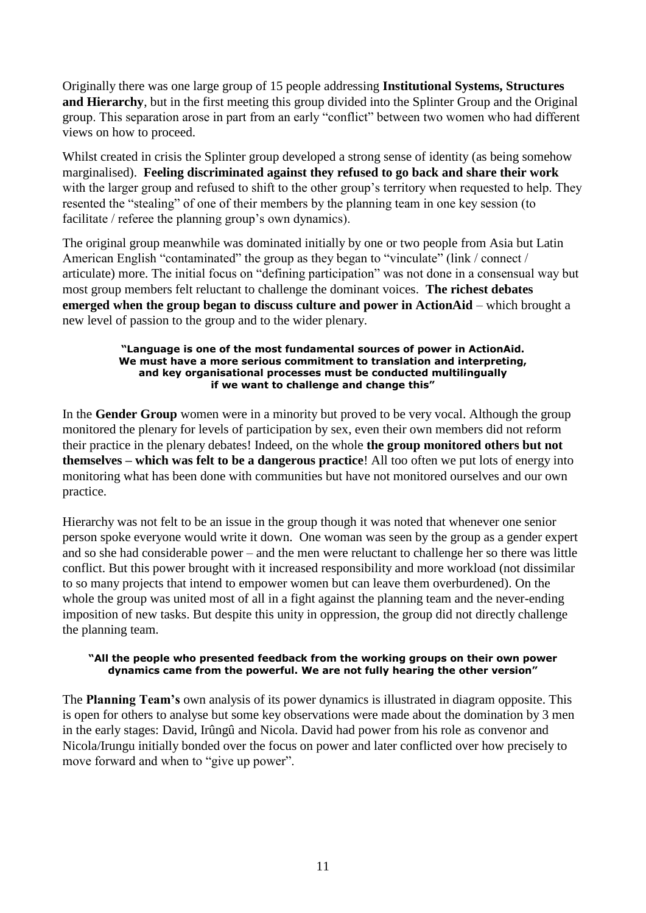Originally there was one large group of 15 people addressing **Institutional Systems, Structures and Hierarchy**, but in the first meeting this group divided into the Splinter Group and the Original group. This separation arose in part from an early "conflict" between two women who had different views on how to proceed.

Whilst created in crisis the Splinter group developed a strong sense of identity (as being somehow marginalised). **Feeling discriminated against they refused to go back and share their work** with the larger group and refused to shift to the other group's territory when requested to help. They resented the "stealing" of one of their members by the planning team in one key session (to facilitate / referee the planning group's own dynamics).

The original group meanwhile was dominated initially by one or two people from Asia but Latin American English "contaminated" the group as they began to "vinculate" (link / connect / articulate) more. The initial focus on "defining participation" was not done in a consensual way but most group members felt reluctant to challenge the dominant voices. **The richest debates emerged when the group began to discuss culture and power in ActionAid** – which brought a new level of passion to the group and to the wider plenary.

> **"Language is one of the most fundamental sources of power in ActionAid. We must have a more serious commitment to translation and interpreting, and key organisational processes must be conducted multilingually if we want to challenge and change this"**

In the **Gender Group** women were in a minority but proved to be very vocal. Although the group monitored the plenary for levels of participation by sex, even their own members did not reform their practice in the plenary debates! Indeed, on the whole **the group monitored others but not themselves – which was felt to be a dangerous practice**! All too often we put lots of energy into monitoring what has been done with communities but have not monitored ourselves and our own practice.

Hierarchy was not felt to be an issue in the group though it was noted that whenever one senior person spoke everyone would write it down. One woman was seen by the group as a gender expert and so she had considerable power – and the men were reluctant to challenge her so there was little conflict. But this power brought with it increased responsibility and more workload (not dissimilar to so many projects that intend to empower women but can leave them overburdened). On the whole the group was united most of all in a fight against the planning team and the never-ending imposition of new tasks. But despite this unity in oppression, the group did not directly challenge the planning team.

> **"All the people who presented feedback from the working groups on their own power dynamics came from the powerful. We are not fully hearing the other version"**

The **Planning Team's** own analysis of its power dynamics is illustrated in diagram opposite. This is open for others to analyse but some key observations were made about the domination by 3 men in the early stages: David, Irûngû and Nicola. David had power from his role as convenor and Nicola/Irungu initially bonded over the focus on power and later conflicted over how precisely to move forward and when to "give up power".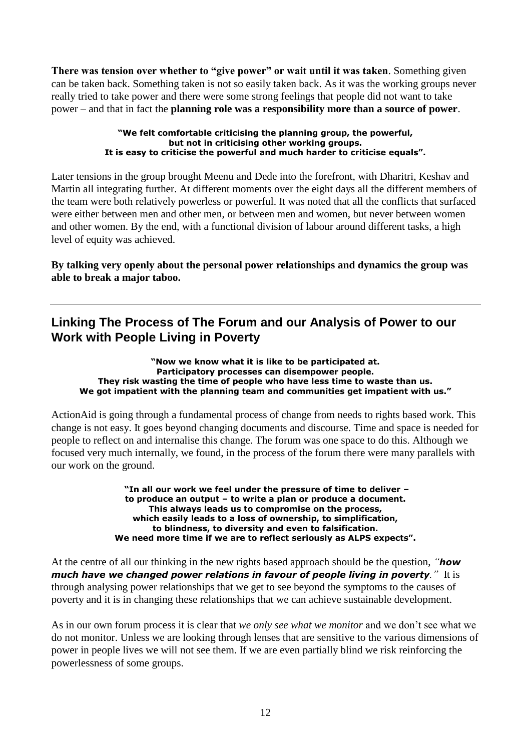**There was tension over whether to "give power" or wait until it was taken**. Something given can be taken back. Something taken is not so easily taken back. As it was the working groups never really tried to take power and there were some strong feelings that people did not want to take power – and that in fact the **planning role was a responsibility more than a source of power**.

> **"We felt comfortable criticising the planning group, the powerful, but not in criticising other working groups. It is easy to criticise the powerful and much harder to criticise equals".**

Later tensions in the group brought Meenu and Dede into the forefront, with Dharitri, Keshav and Martin all integrating further. At different moments over the eight days all the different members of the team were both relatively powerless or powerful. It was noted that all the conflicts that surfaced were either between men and other men, or between men and women, but never between women and other women. By the end, with a functional division of labour around different tasks, a high level of equity was achieved.

**By talking very openly about the personal power relationships and dynamics the group was able to break a major taboo.**

---

## Linking The Process of The Forum and our Analysis of Power to our Work with People Living in Poverty

> **"Now we know what it is like to be participated at. Participatory processes can disempower people. They risk wasting the time of people who have less time to waste than us. We got impatient with the planning team and communities get impatient with us."**

ActionAid is going through a fundamental process of change from needs to rights based work. This change is not easy. It goes beyond changing documents and discourse. Time and space is needed for people to reflect on and internalise this change. The forum was one space to do this. Although we focused very much internally, we found, in the process of the forum there were many parallels with our work on the ground.

> **"In all our work we feel under the pressure of time to deliver – to produce an output – to write a plan or produce a document. This always leads us to compromise on the process, which easily leads to a loss of ownership, to simplification, to blindness, to diversity and even to falsification. We need more time if we are to reflect seriously as ALPS expects".**

At the centre of all our thinking in the new rights based approach should be the question, *"**how much have we changed power relations in favour of people living in poverty**."* It is through analysing power relationships that we get to see beyond the symptoms to the causes of poverty and it is in changing these relationships that we can achieve sustainable development.

As in our own forum process it is clear that *we only see what we monitor* and we don't see what we do not monitor. Unless we are looking through lenses that are sensitive to the various dimensions of power in people lives we will not see them. If we are even partially blind we risk reinforcing the powerlessness of some groups.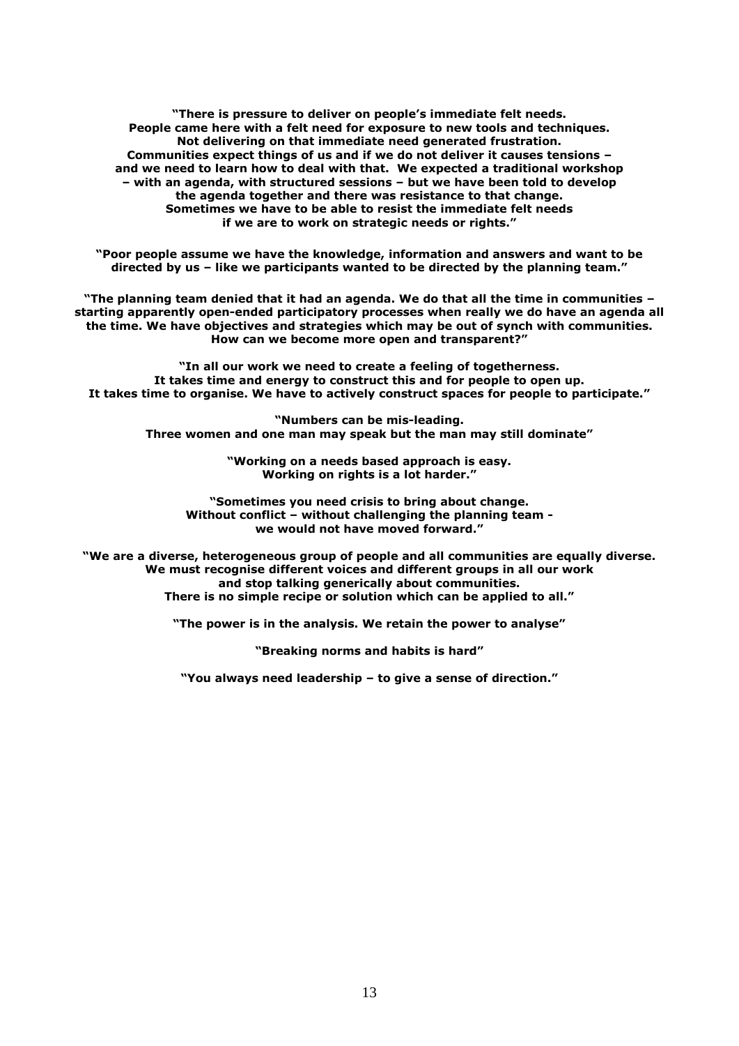**"There is pressure to deliver on people's immediate felt needs.**
**People came here with a felt need for exposure to new tools and techniques.**
**Not delivering on that immediate need generated frustration.**
**Communities expect things of us and if we do not deliver it causes tensions – and we need to learn how to deal with that. We expected a traditional workshop – with an agenda, with structured sessions – but we have been told to develop the agenda together and there was resistance to that change.**
**Sometimes we have to be able to resist the immediate felt needs if we are to work on strategic needs or rights."**

**"Poor people assume we have the knowledge, information and answers and want to be directed by us – like we participants wanted to be directed by the planning team."**

**"The planning team denied that it had an agenda. We do that all the time in communities – starting apparently open-ended participatory processes when really we do have an agenda all the time. We have objectives and strategies which may be out of synch with communities. How can we become more open and transparent?"**

**"In all our work we need to create a feeling of togetherness.**
**It takes time and energy to construct this and for people to open up.**
**It takes time to organise. We have to actively construct spaces for people to participate."**

**"Numbers can be mis-leading.**
**Three women and one man may speak but the man may still dominate"**

**"Working on a needs based approach is easy.**
**Working on rights is a lot harder."**

**"Sometimes you need crisis to bring about change.**
**Without conflict – without challenging the planning team - we would not have moved forward."**

**"We are a diverse, heterogeneous group of people and all communities are equally diverse.**
**We must recognise different voices and different groups in all our work and stop talking generically about communities.**
**There is no simple recipe or solution which can be applied to all."**

**"The power is in the analysis. We retain the power to analyse"**

**"Breaking norms and habits is hard"**

**"You always need leadership – to give a sense of direction."**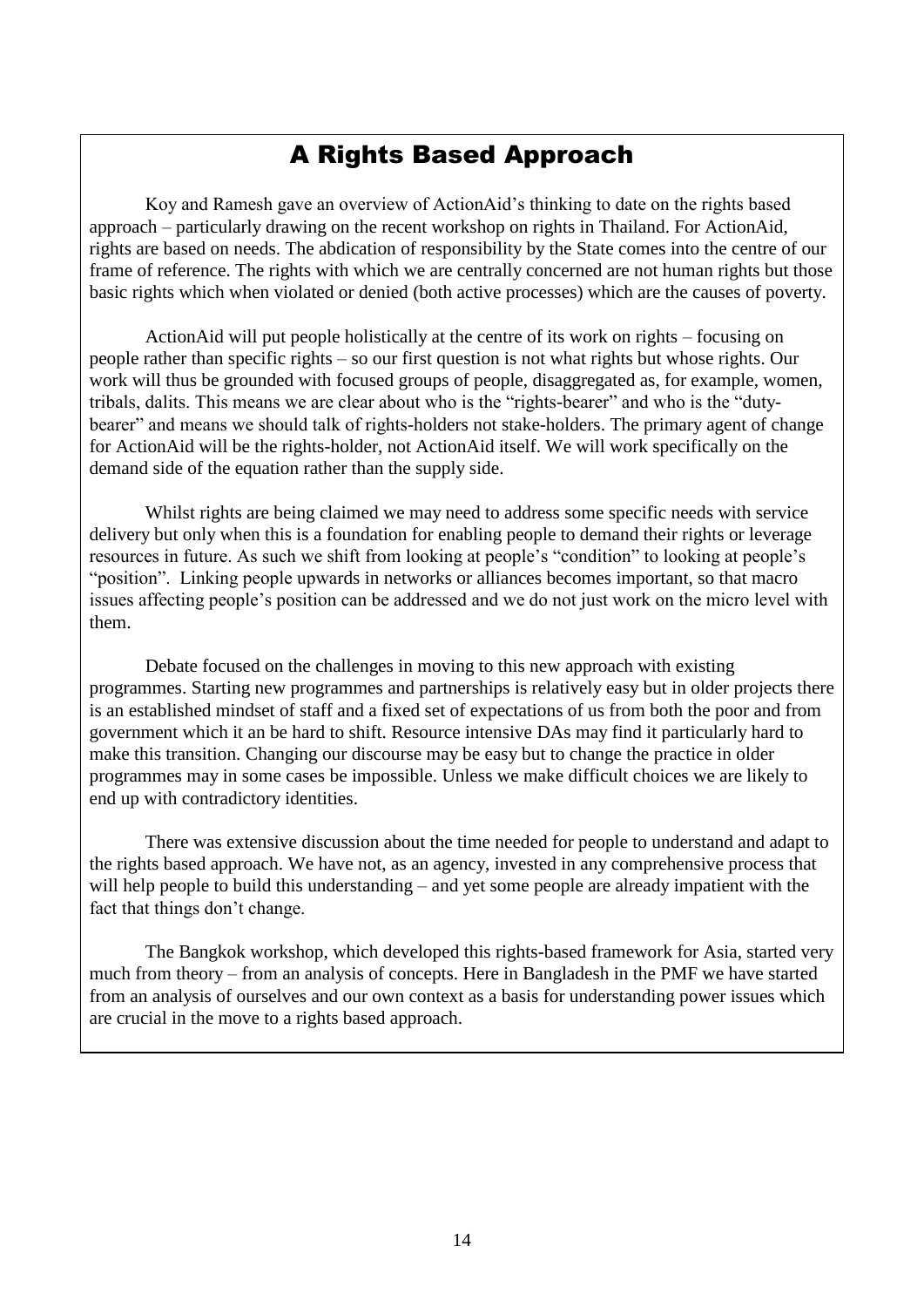# A Rights Based Approach

Koy and Ramesh gave an overview of ActionAid's thinking to date on the rights based approach – particularly drawing on the recent workshop on rights in Thailand. For ActionAid, rights are based on needs. The abdication of responsibility by the State comes into the centre of our frame of reference. The rights with which we are centrally concerned are not human rights but those basic rights which when violated or denied (both active processes) which are the causes of poverty.

ActionAid will put people holistically at the centre of its work on rights – focusing on people rather than specific rights – so our first question is not what rights but whose rights. Our work will thus be grounded with focused groups of people, disaggregated as, for example, women, tribals, dalits. This means we are clear about who is the "rights-bearer" and who is the "duty-bearer" and means we should talk of rights-holders not stake-holders. The primary agent of change for ActionAid will be the rights-holder, not ActionAid itself. We will work specifically on the demand side of the equation rather than the supply side.

Whilst rights are being claimed we may need to address some specific needs with service delivery but only when this is a foundation for enabling people to demand their rights or leverage resources in future. As such we shift from looking at people's "condition" to looking at people's "position". Linking people upwards in networks or alliances becomes important, so that macro issues affecting people's position can be addressed and we do not just work on the micro level with them.

Debate focused on the challenges in moving to this new approach with existing programmes. Starting new programmes and partnerships is relatively easy but in older projects there is an established mindset of staff and a fixed set of expectations of us from both the poor and from government which it an be hard to shift. Resource intensive DAs may find it particularly hard to make this transition. Changing our discourse may be easy but to change the practice in older programmes may in some cases be impossible. Unless we make difficult choices we are likely to end up with contradictory identities.

There was extensive discussion about the time needed for people to understand and adapt to the rights based approach. We have not, as an agency, invested in any comprehensive process that will help people to build this understanding – and yet some people are already impatient with the fact that things don't change.

The Bangkok workshop, which developed this rights-based framework for Asia, started very much from theory – from an analysis of concepts. Here in Bangladesh in the PMF we have started from an analysis of ourselves and our own context as a basis for understanding power issues which are crucial in the move to a rights based approach.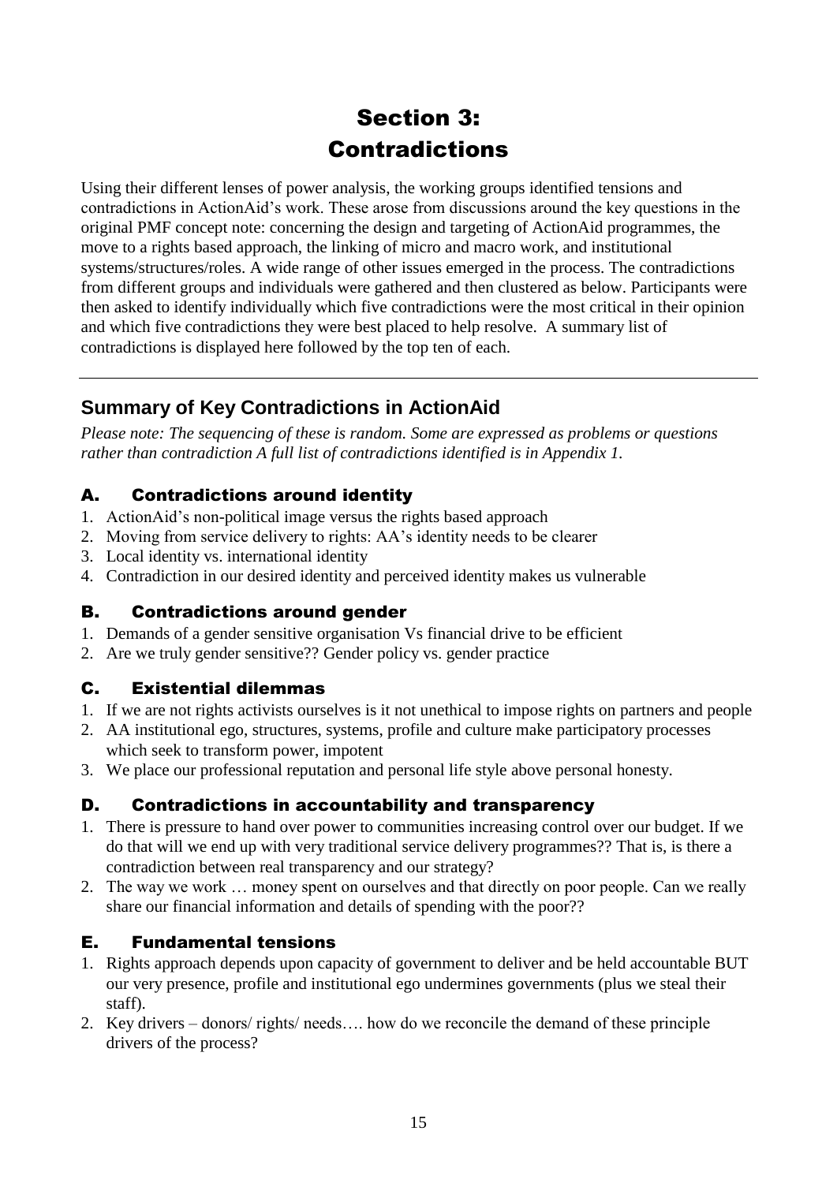# Section 3: Contradictions

Using their different lenses of power analysis, the working groups identified tensions and contradictions in ActionAid's work. These arose from discussions around the key questions in the original PMF concept note: concerning the design and targeting of ActionAid programmes, the move to a rights based approach, the linking of micro and macro work, and institutional systems/structures/roles. A wide range of other issues emerged in the process. The contradictions from different groups and individuals were gathered and then clustered as below. Participants were then asked to identify individually which five contradictions were the most critical in their opinion and which five contradictions they were best placed to help resolve. A summary list of contradictions is displayed here followed by the top ten of each.

---

## Summary of Key Contradictions in ActionAid

*Please note: The sequencing of these is random. Some are expressed as problems or questions rather than contradiction A full list of contradictions identified is in Appendix 1.*

### A. Contradictions around identity

1. ActionAid's non-political image versus the rights based approach
2. Moving from service delivery to rights: AA's identity needs to be clearer
3. Local identity vs. international identity
4. Contradiction in our desired identity and perceived identity makes us vulnerable

### B. Contradictions around gender

1. Demands of a gender sensitive organisation Vs financial drive to be efficient
2. Are we truly gender sensitive?? Gender policy vs. gender practice

### C. Existential dilemmas

1. If we are not rights activists ourselves is it not unethical to impose rights on partners and people
2. AA institutional ego, structures, systems, profile and culture make participatory processes which seek to transform power, impotent
3. We place our professional reputation and personal life style above personal honesty.

### D. Contradictions in accountability and transparency

1. There is pressure to hand over power to communities increasing control over our budget. If we do that will we end up with very traditional service delivery programmes?? That is, is there a contradiction between real transparency and our strategy?
2. The way we work … money spent on ourselves and that directly on poor people. Can we really share our financial information and details of spending with the poor??

### E. Fundamental tensions

1. Rights approach depends upon capacity of government to deliver and be held accountable BUT our very presence, profile and institutional ego undermines governments (plus we steal their staff).
2. Key drivers – donors/ rights/ needs…. how do we reconcile the demand of these principle drivers of the process?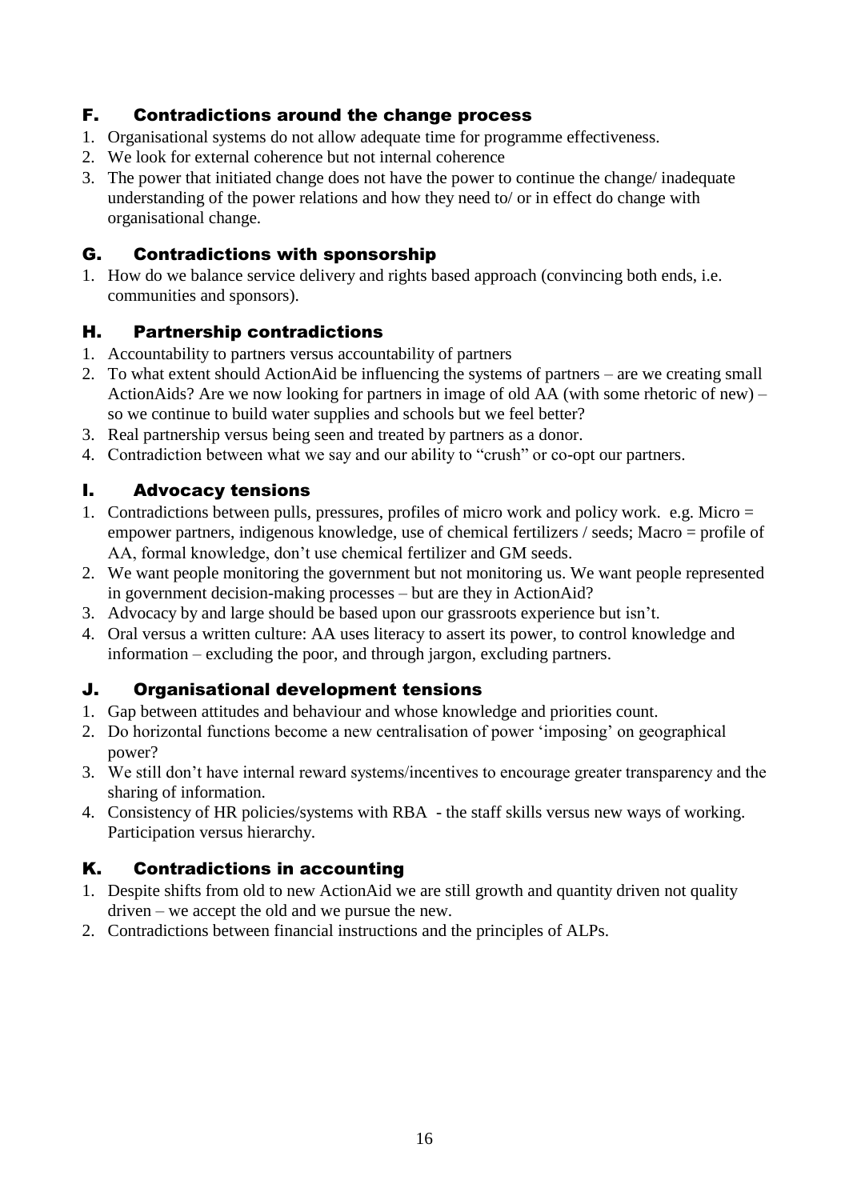## F. Contradictions around the change process

1. Organisational systems do not allow adequate time for programme effectiveness.
2. We look for external coherence but not internal coherence
3. The power that initiated change does not have the power to continue the change/ inadequate understanding of the power relations and how they need to/ or in effect do change with organisational change.

## G. Contradictions with sponsorship

1. How do we balance service delivery and rights based approach (convincing both ends, i.e. communities and sponsors).

## H. Partnership contradictions

1. Accountability to partners versus accountability of partners
2. To what extent should ActionAid be influencing the systems of partners – are we creating small ActionAids? Are we now looking for partners in image of old AA (with some rhetoric of new) – so we continue to build water supplies and schools but we feel better?
3. Real partnership versus being seen and treated by partners as a donor.
4. Contradiction between what we say and our ability to "crush" or co-opt our partners.

## I. Advocacy tensions

1. Contradictions between pulls, pressures, profiles of micro work and policy work. e.g. Micro = empower partners, indigenous knowledge, use of chemical fertilizers / seeds; Macro = profile of AA, formal knowledge, don't use chemical fertilizer and GM seeds.
2. We want people monitoring the government but not monitoring us. We want people represented in government decision-making processes – but are they in ActionAid?
3. Advocacy by and large should be based upon our grassroots experience but isn't.
4. Oral versus a written culture: AA uses literacy to assert its power, to control knowledge and information – excluding the poor, and through jargon, excluding partners.

## J. Organisational development tensions

1. Gap between attitudes and behaviour and whose knowledge and priorities count.
2. Do horizontal functions become a new centralisation of power 'imposing' on geographical power?
3. We still don't have internal reward systems/incentives to encourage greater transparency and the sharing of information.
4. Consistency of HR policies/systems with RBA - the staff skills versus new ways of working. Participation versus hierarchy.

## K. Contradictions in accounting

1. Despite shifts from old to new ActionAid we are still growth and quantity driven not quality driven – we accept the old and we pursue the new.
2. Contradictions between financial instructions and the principles of ALPs.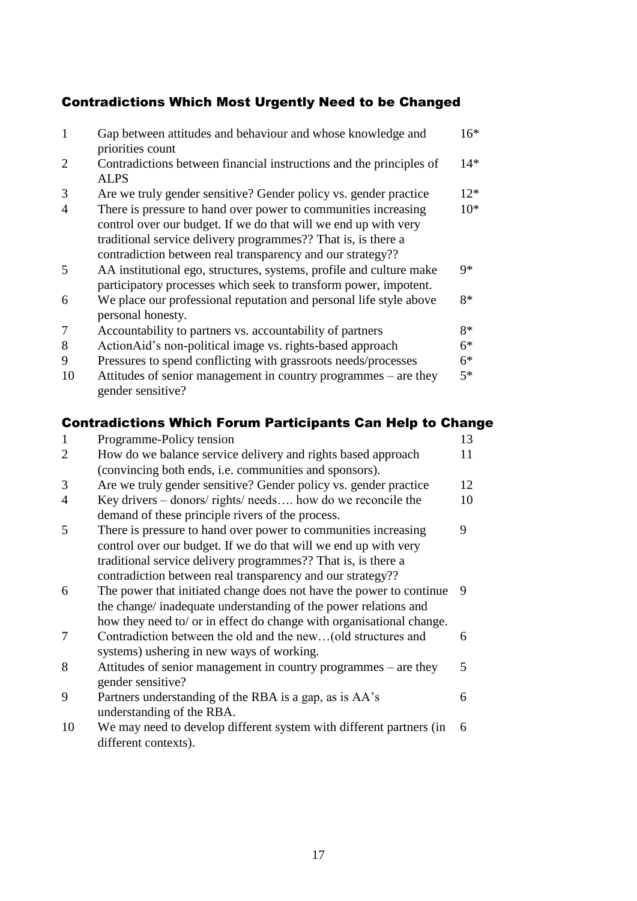## Contradictions Which Most Urgently Need to be Changed

| | | |
|---|---|---|
| 1 | Gap between attitudes and behaviour and whose knowledge and priorities count | 16* |
| 2 | Contradictions between financial instructions and the principles of ALPS | 14* |
| 3 | Are we truly gender sensitive? Gender policy vs. gender practice | 12* |
| 4 | There is pressure to hand over power to communities increasing control over our budget. If we do that will we end up with very traditional service delivery programmes?? That is, is there a contradiction between real transparency and our strategy?? | 10* |
| 5 | AA institutional ego, structures, systems, profile and culture make participatory processes which seek to transform power, impotent. | 9* |
| 6 | We place our professional reputation and personal life style above personal honesty. | 8* |
| 7 | Accountability to partners vs. accountability of partners | 8* |
| 8 | ActionAid's non-political image vs. rights-based approach | 6* |
| 9 | Pressures to spend conflicting with grassroots needs/processes | 6* |
| 10 | Attitudes of senior management in country programmes – are they gender sensitive? | 5* |

## Contradictions Which Forum Participants Can Help to Change

| | | |
|---|---|---|
| 1 | Programme-Policy tension | 13 |
| 2 | How do we balance service delivery and rights based approach (convincing both ends, i.e. communities and sponsors). | 11 |
| 3 | Are we truly gender sensitive? Gender policy vs. gender practice | 12 |
| 4 | Key drivers – donors/ rights/ needs…. how do we reconcile the demand of these principle rivers of the process. | 10 |
| 5 | There is pressure to hand over power to communities increasing control over our budget. If we do that will we end up with very traditional service delivery programmes?? That is, is there a contradiction between real transparency and our strategy?? | 9 |
| 6 | The power that initiated change does not have the power to continue the change/ inadequate understanding of the power relations and how they need to/ or in effect do change with organisational change. | 9 |
| 7 | Contradiction between the old and the new…(old structures and systems) ushering in new ways of working. | 6 |
| 8 | Attitudes of senior management in country programmes – are they gender sensitive? | 5 |
| 9 | Partners understanding of the RBA is a gap, as is AA's understanding of the RBA. | 6 |
| 10 | We may need to develop different system with different partners (in different contexts). | 6 |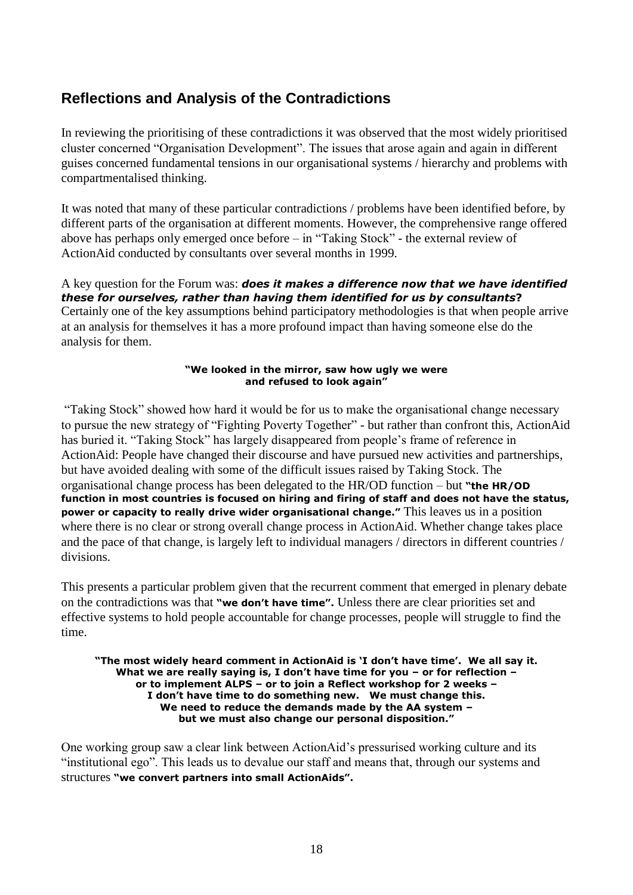## Reflections and Analysis of the Contradictions

In reviewing the prioritising of these contradictions it was observed that the most widely prioritised cluster concerned "Organisation Development". The issues that arose again and again in different guises concerned fundamental tensions in our organisational systems / hierarchy and problems with compartmentalised thinking.

It was noted that many of these particular contradictions / problems have been identified before, by different parts of the organisation at different moments. However, the comprehensive range offered above has perhaps only emerged once before – in "Taking Stock" - the external review of ActionAid conducted by consultants over several months in 1999.

A key question for the Forum was: ***does it makes a difference now that we have identified these for ourselves, rather than having them identified for us by consultants*?** Certainly one of the key assumptions behind participatory methodologies is that when people arrive at an analysis for themselves it has a more profound impact than having someone else do the analysis for them.

**"We looked in the mirror, saw how ugly we were and refused to look again"**

"Taking Stock" showed how hard it would be for us to make the organisational change necessary to pursue the new strategy of "Fighting Poverty Together" - but rather than confront this, ActionAid has buried it. "Taking Stock" has largely disappeared from people's frame of reference in ActionAid: People have changed their discourse and have pursued new activities and partnerships, but have avoided dealing with some of the difficult issues raised by Taking Stock. The organisational change process has been delegated to the HR/OD function – but **"the HR/OD function in most countries is focused on hiring and firing of staff and does not have the status, power or capacity to really drive wider organisational change."** This leaves us in a position where there is no clear or strong overall change process in ActionAid. Whether change takes place and the pace of that change, is largely left to individual managers / directors in different countries / divisions.

This presents a particular problem given that the recurrent comment that emerged in plenary debate on the contradictions was that **"we don't have time".** Unless there are clear priorities set and effective systems to hold people accountable for change processes, people will struggle to find the time.

**"The most widely heard comment in ActionAid is 'I don't have time'. We all say it. What we are really saying is, I don't have time for you – or for reflection – or to implement ALPS – or to join a Reflect workshop for 2 weeks – I don't have time to do something new. We must change this. We need to reduce the demands made by the AA system – but we must also change our personal disposition."**

One working group saw a clear link between ActionAid's pressurised working culture and its "institutional ego". This leads us to devalue our staff and means that, through our systems and structures **"we convert partners into small ActionAids".**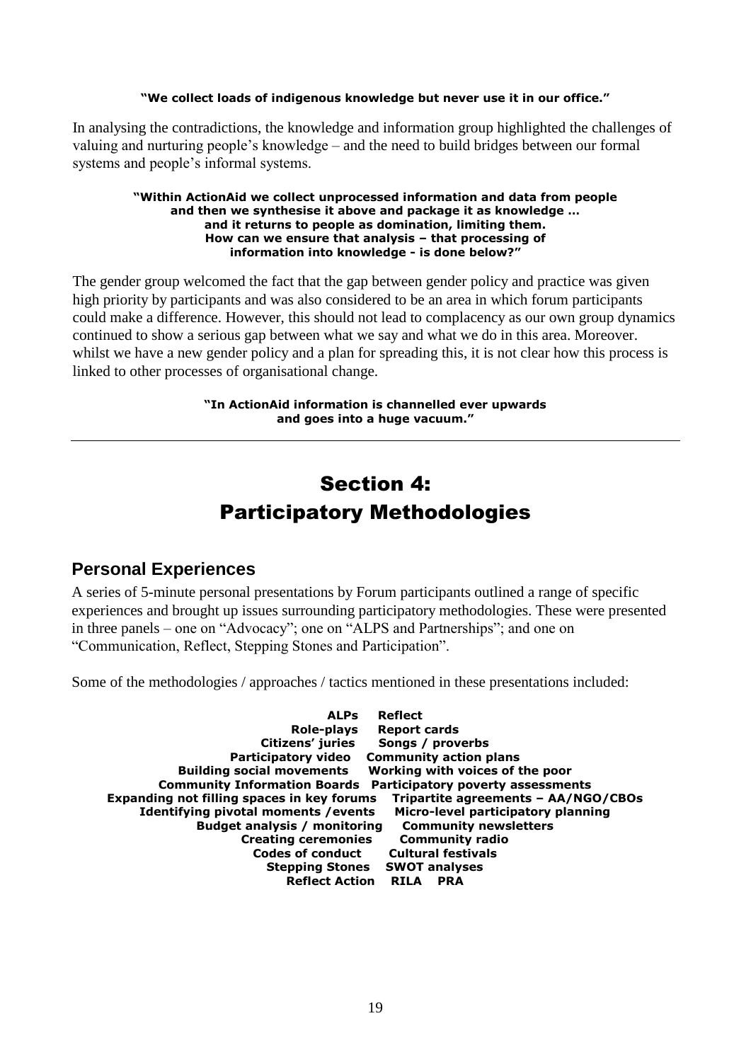**"We collect loads of indigenous knowledge but never use it in our office."**

In analysing the contradictions, the knowledge and information group highlighted the challenges of valuing and nurturing people's knowledge – and the need to build bridges between our formal systems and people's informal systems.

**"Within ActionAid we collect unprocessed information and data from people and then we synthesise it above and package it as knowledge … and it returns to people as domination, limiting them. How can we ensure that analysis – that processing of information into knowledge - is done below?"**

The gender group welcomed the fact that the gap between gender policy and practice was given high priority by participants and was also considered to be an area in which forum participants could make a difference. However, this should not lead to complacency as our own group dynamics continued to show a serious gap between what we say and what we do in this area. Moreover. whilst we have a new gender policy and a plan for spreading this, it is not clear how this process is linked to other processes of organisational change.

**"In ActionAid information is channelled ever upwards and goes into a huge vacuum."**

---

# Section 4: Participatory Methodologies

## Personal Experiences

A series of 5-minute personal presentations by Forum participants outlined a range of specific experiences and brought up issues surrounding participatory methodologies. These were presented in three panels – one on "Advocacy"; one on "ALPS and Partnerships"; and one on "Communication, Reflect, Stepping Stones and Participation".

Some of the methodologies / approaches / tactics mentioned in these presentations included:

**ALPs Reflect**
**Role-plays Report cards**
**Citizens' juries Songs / proverbs**
**Participatory video Community action plans**
**Building social movements Working with voices of the poor**
**Community Information Boards Participatory poverty assessments**
**Expanding not filling spaces in key forums Tripartite agreements – AA/NGO/CBOs**
**Identifying pivotal moments /events Micro-level participatory planning**
**Budget analysis / monitoring Community newsletters**
**Creating ceremonies Community radio**
**Codes of conduct Cultural festivals**
**Stepping Stones SWOT analyses**
**Reflect Action RILA PRA**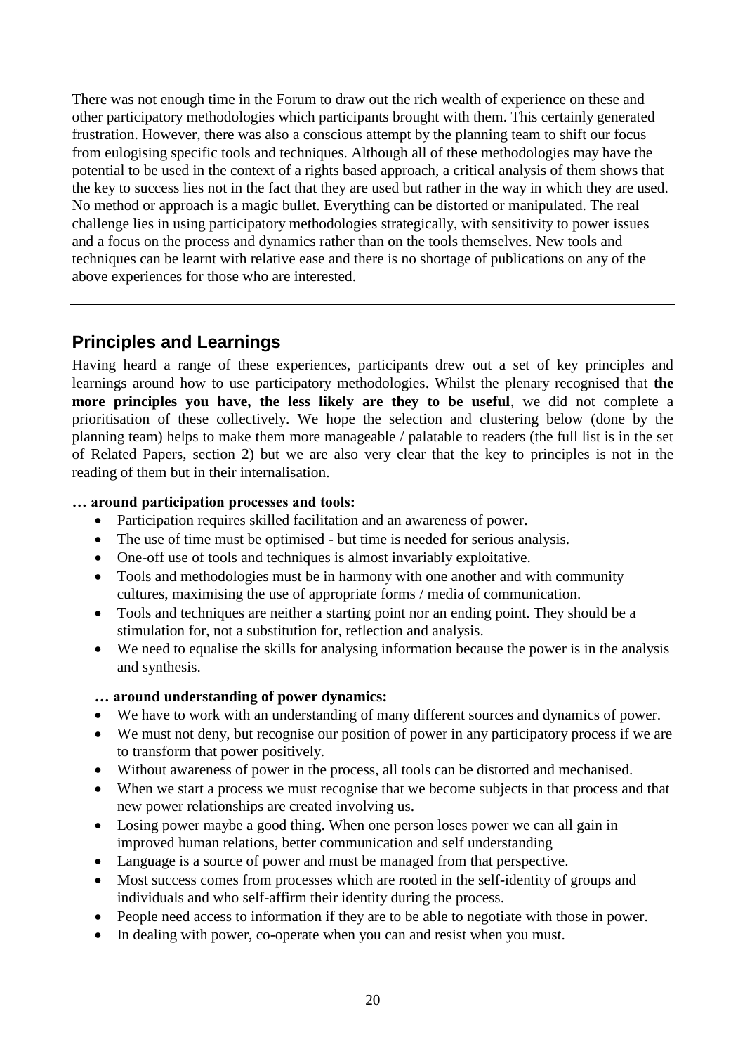There was not enough time in the Forum to draw out the rich wealth of experience on these and other participatory methodologies which participants brought with them. This certainly generated frustration. However, there was also a conscious attempt by the planning team to shift our focus from eulogising specific tools and techniques. Although all of these methodologies may have the potential to be used in the context of a rights based approach, a critical analysis of them shows that the key to success lies not in the fact that they are used but rather in the way in which they are used. No method or approach is a magic bullet. Everything can be distorted or manipulated. The real challenge lies in using participatory methodologies strategically, with sensitivity to power issues and a focus on the process and dynamics rather than on the tools themselves. New tools and techniques can be learnt with relative ease and there is no shortage of publications on any of the above experiences for those who are interested.

---

## Principles and Learnings

Having heard a range of these experiences, participants drew out a set of key principles and learnings around how to use participatory methodologies. Whilst the plenary recognised that **the more principles you have, the less likely are they to be useful**, we did not complete a prioritisation of these collectively. We hope the selection and clustering below (done by the planning team) helps to make them more manageable / palatable to readers (the full list is in the set of Related Papers, section 2) but we are also very clear that the key to principles is not in the reading of them but in their internalisation.

**… around participation processes and tools:**

- Participation requires skilled facilitation and an awareness of power.
- The use of time must be optimised - but time is needed for serious analysis.
- One-off use of tools and techniques is almost invariably exploitative.
- Tools and methodologies must be in harmony with one another and with community cultures, maximising the use of appropriate forms / media of communication.
- Tools and techniques are neither a starting point nor an ending point. They should be a stimulation for, not a substitution for, reflection and analysis.
- We need to equalise the skills for analysing information because the power is in the analysis and synthesis.

**… around understanding of power dynamics:**

- We have to work with an understanding of many different sources and dynamics of power.
- We must not deny, but recognise our position of power in any participatory process if we are to transform that power positively.
- Without awareness of power in the process, all tools can be distorted and mechanised.
- When we start a process we must recognise that we become subjects in that process and that new power relationships are created involving us.
- Losing power maybe a good thing. When one person loses power we can all gain in improved human relations, better communication and self understanding
- Language is a source of power and must be managed from that perspective.
- Most success comes from processes which are rooted in the self-identity of groups and individuals and who self-affirm their identity during the process.
- People need access to information if they are to be able to negotiate with those in power.
- In dealing with power, co-operate when you can and resist when you must.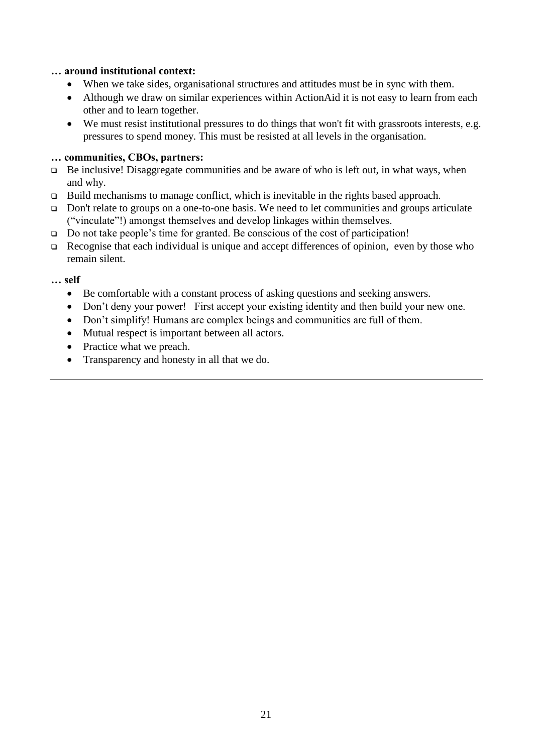**… around institutional context:**

- When we take sides, organisational structures and attitudes must be in sync with them.
- Although we draw on similar experiences within ActionAid it is not easy to learn from each other and to learn together.
- We must resist institutional pressures to do things that won't fit with grassroots interests, e.g. pressures to spend money. This must be resisted at all levels in the organisation.

**… communities, CBOs, partners:**

- Be inclusive! Disaggregate communities and be aware of who is left out, in what ways, when and why.
- Build mechanisms to manage conflict, which is inevitable in the rights based approach.
- Don't relate to groups on a one-to-one basis. We need to let communities and groups articulate ("vinculate"!) amongst themselves and develop linkages within themselves.
- Do not take people's time for granted. Be conscious of the cost of participation!
- Recognise that each individual is unique and accept differences of opinion, even by those who remain silent.

**… self**

- Be comfortable with a constant process of asking questions and seeking answers.
- Don't deny your power! First accept your existing identity and then build your new one.
- Don't simplify! Humans are complex beings and communities are full of them.
- Mutual respect is important between all actors.
- Practice what we preach.
- Transparency and honesty in all that we do.

---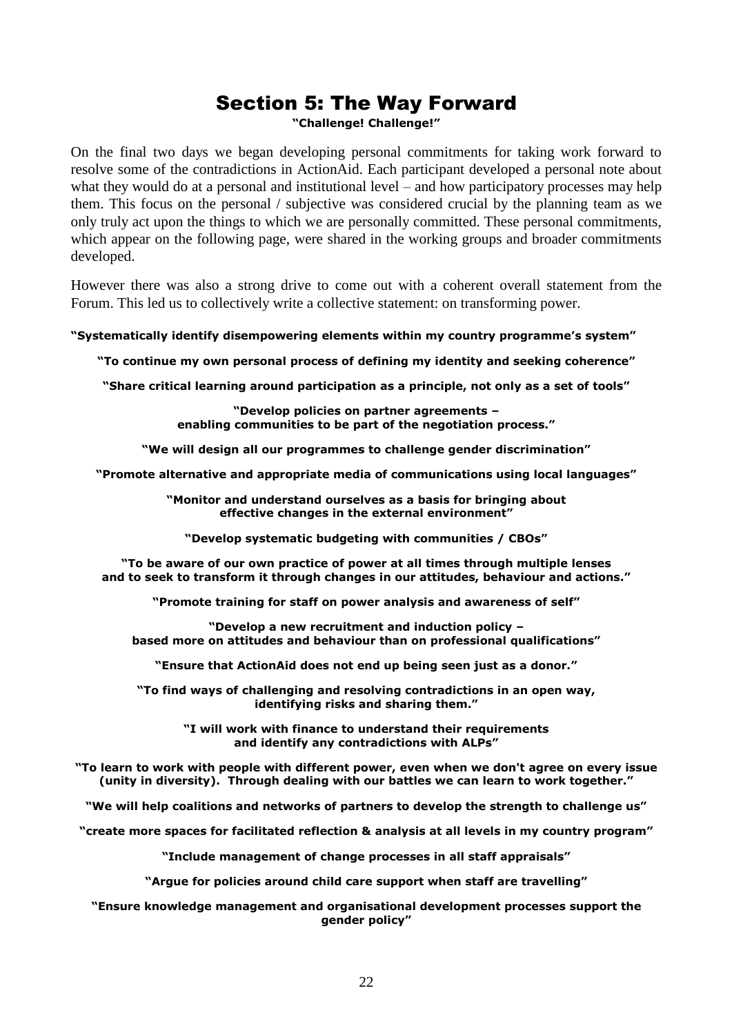# Section 5: The Way Forward

**"Challenge! Challenge!"**

On the final two days we began developing personal commitments for taking work forward to resolve some of the contradictions in ActionAid. Each participant developed a personal note about what they would do at a personal and institutional level – and how participatory processes may help them. This focus on the personal / subjective was considered crucial by the planning team as we only truly act upon the things to which we are personally committed. These personal commitments, which appear on the following page, were shared in the working groups and broader commitments developed.

However there was also a strong drive to come out with a coherent overall statement from the Forum. This led us to collectively write a collective statement: on transforming power.

**"Systematically identify disempowering elements within my country programme's system"**

**"To continue my own personal process of defining my identity and seeking coherence"**

**"Share critical learning around participation as a principle, not only as a set of tools"**

**"Develop policies on partner agreements – enabling communities to be part of the negotiation process."**

**"We will design all our programmes to challenge gender discrimination"**

**"Promote alternative and appropriate media of communications using local languages"**

**"Monitor and understand ourselves as a basis for bringing about effective changes in the external environment"**

**"Develop systematic budgeting with communities / CBOs"**

**"To be aware of our own practice of power at all times through multiple lenses and to seek to transform it through changes in our attitudes, behaviour and actions."**

**"Promote training for staff on power analysis and awareness of self"**

**"Develop a new recruitment and induction policy – based more on attitudes and behaviour than on professional qualifications"**

**"Ensure that ActionAid does not end up being seen just as a donor."**

**"To find ways of challenging and resolving contradictions in an open way, identifying risks and sharing them."**

**"I will work with finance to understand their requirements and identify any contradictions with ALPs"**

**"To learn to work with people with different power, even when we don't agree on every issue (unity in diversity). Through dealing with our battles we can learn to work together."**

**"We will help coalitions and networks of partners to develop the strength to challenge us"**

**"create more spaces for facilitated reflection & analysis at all levels in my country program"**

**"Include management of change processes in all staff appraisals"**

**"Argue for policies around child care support when staff are travelling"**

**"Ensure knowledge management and organisational development processes support the gender policy"**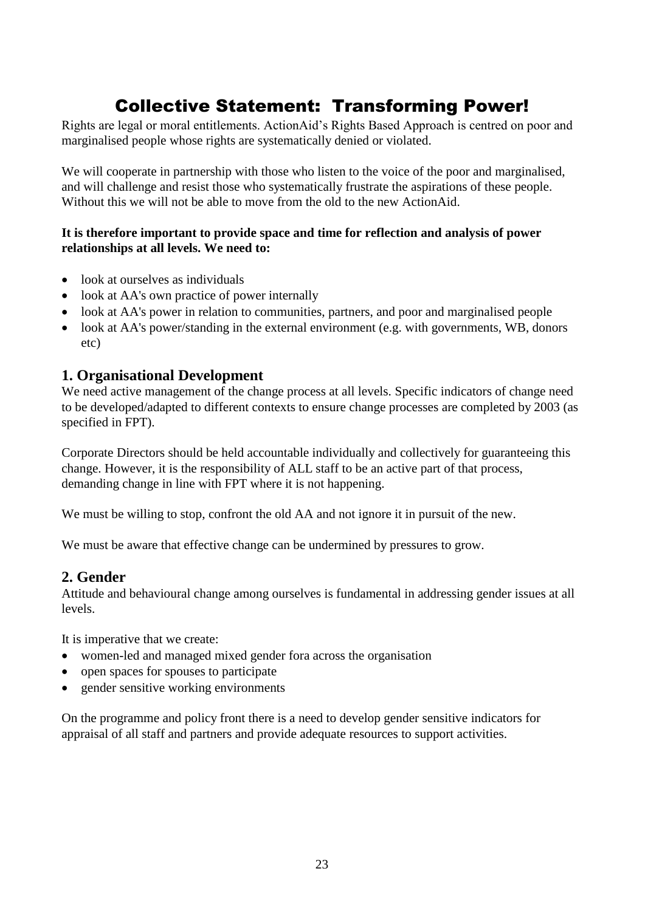# Collective Statement: Transforming Power!

Rights are legal or moral entitlements. ActionAid's Rights Based Approach is centred on poor and marginalised people whose rights are systematically denied or violated.

We will cooperate in partnership with those who listen to the voice of the poor and marginalised, and will challenge and resist those who systematically frustrate the aspirations of these people. Without this we will not be able to move from the old to the new ActionAid.

**It is therefore important to provide space and time for reflection and analysis of power relationships at all levels. We need to:**

- look at ourselves as individuals
- look at AA's own practice of power internally
- look at AA's power in relation to communities, partners, and poor and marginalised people
- look at AA's power/standing in the external environment (e.g. with governments, WB, donors etc)

## 1. Organisational Development

We need active management of the change process at all levels. Specific indicators of change need to be developed/adapted to different contexts to ensure change processes are completed by 2003 (as specified in FPT).

Corporate Directors should be held accountable individually and collectively for guaranteeing this change. However, it is the responsibility of ALL staff to be an active part of that process, demanding change in line with FPT where it is not happening.

We must be willing to stop, confront the old AA and not ignore it in pursuit of the new.

We must be aware that effective change can be undermined by pressures to grow.

## 2. Gender

Attitude and behavioural change among ourselves is fundamental in addressing gender issues at all levels.

It is imperative that we create:

- women-led and managed mixed gender fora across the organisation
- open spaces for spouses to participate
- gender sensitive working environments

On the programme and policy front there is a need to develop gender sensitive indicators for appraisal of all staff and partners and provide adequate resources to support activities.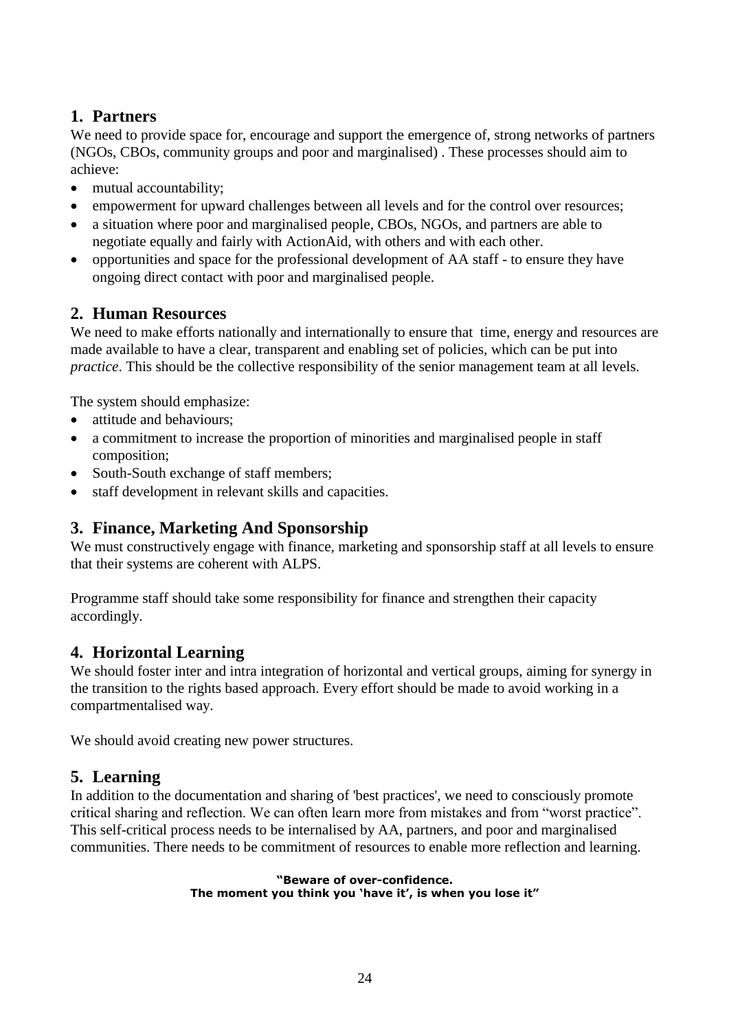## 1. Partners

We need to provide space for, encourage and support the emergence of, strong networks of partners (NGOs, CBOs, community groups and poor and marginalised) . These processes should aim to achieve:

- mutual accountability;
- empowerment for upward challenges between all levels and for the control over resources;
- a situation where poor and marginalised people, CBOs, NGOs, and partners are able to negotiate equally and fairly with ActionAid, with others and with each other.
- opportunities and space for the professional development of AA staff - to ensure they have ongoing direct contact with poor and marginalised people.

## 2. Human Resources

We need to make efforts nationally and internationally to ensure that time, energy and resources are made available to have a clear, transparent and enabling set of policies, which can be put into *practice*. This should be the collective responsibility of the senior management team at all levels.

The system should emphasize:

- attitude and behaviours;
- a commitment to increase the proportion of minorities and marginalised people in staff composition;
- South-South exchange of staff members;
- staff development in relevant skills and capacities.

## 3. Finance, Marketing And Sponsorship

We must constructively engage with finance, marketing and sponsorship staff at all levels to ensure that their systems are coherent with ALPS.

Programme staff should take some responsibility for finance and strengthen their capacity accordingly.

## 4. Horizontal Learning

We should foster inter and intra integration of horizontal and vertical groups, aiming for synergy in the transition to the rights based approach. Every effort should be made to avoid working in a compartmentalised way.

We should avoid creating new power structures.

## 5. Learning

In addition to the documentation and sharing of 'best practices', we need to consciously promote critical sharing and reflection. We can often learn more from mistakes and from "worst practice". This self-critical process needs to be internalised by AA, partners, and poor and marginalised communities. There needs to be commitment of resources to enable more reflection and learning.

**"Beware of over-confidence.
The moment you think you 'have it', is when you lose it"**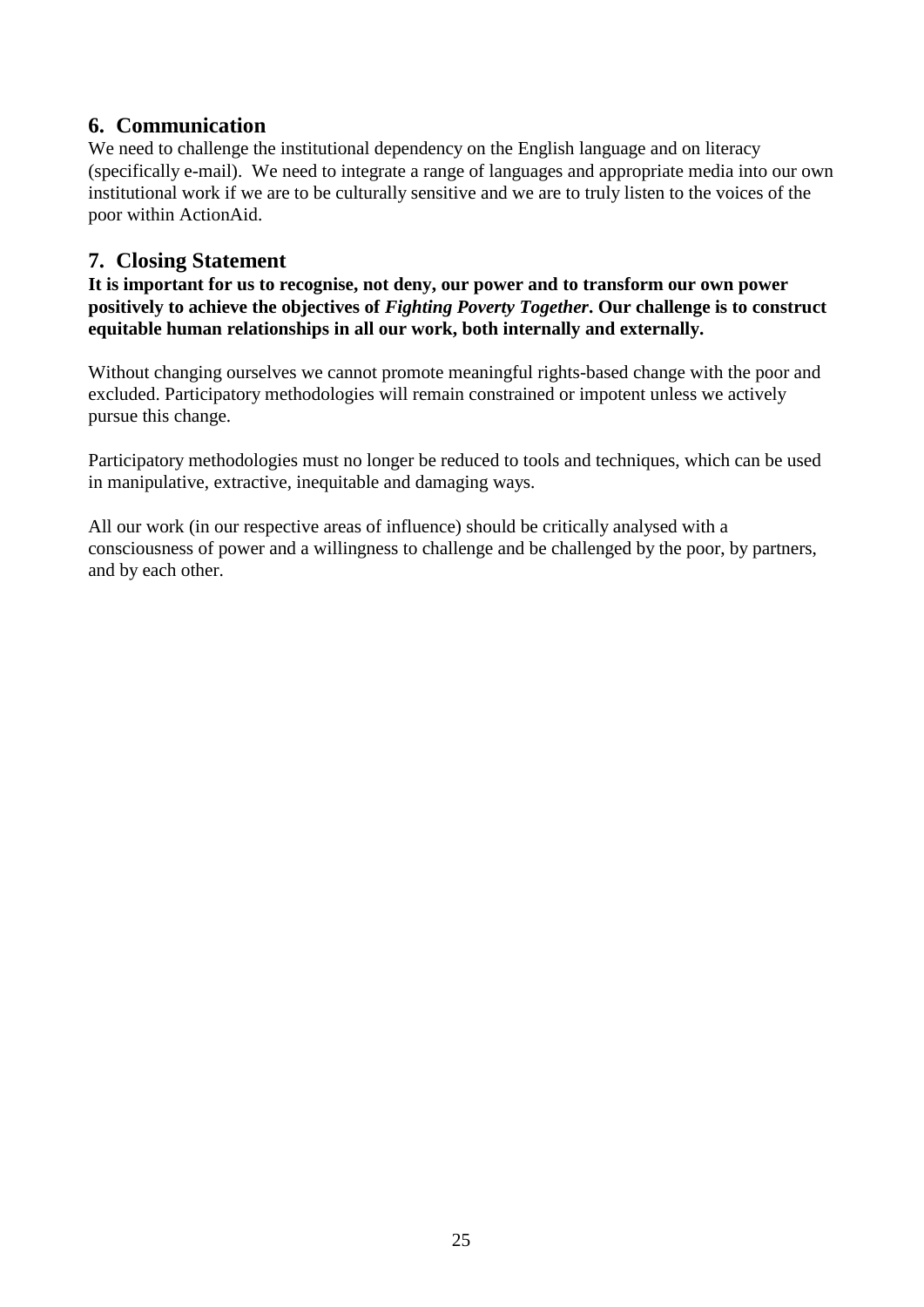## 6. Communication

We need to challenge the institutional dependency on the English language and on literacy (specifically e-mail). We need to integrate a range of languages and appropriate media into our own institutional work if we are to be culturally sensitive and we are to truly listen to the voices of the poor within ActionAid.

## 7. Closing Statement

**It is important for us to recognise, not deny, our power and to transform our own power positively to achieve the objectives of *Fighting Poverty Together*. Our challenge is to construct equitable human relationships in all our work, both internally and externally.**

Without changing ourselves we cannot promote meaningful rights-based change with the poor and excluded. Participatory methodologies will remain constrained or impotent unless we actively pursue this change.

Participatory methodologies must no longer be reduced to tools and techniques, which can be used in manipulative, extractive, inequitable and damaging ways.

All our work (in our respective areas of influence) should be critically analysed with a consciousness of power and a willingness to challenge and be challenged by the poor, by partners, and by each other.